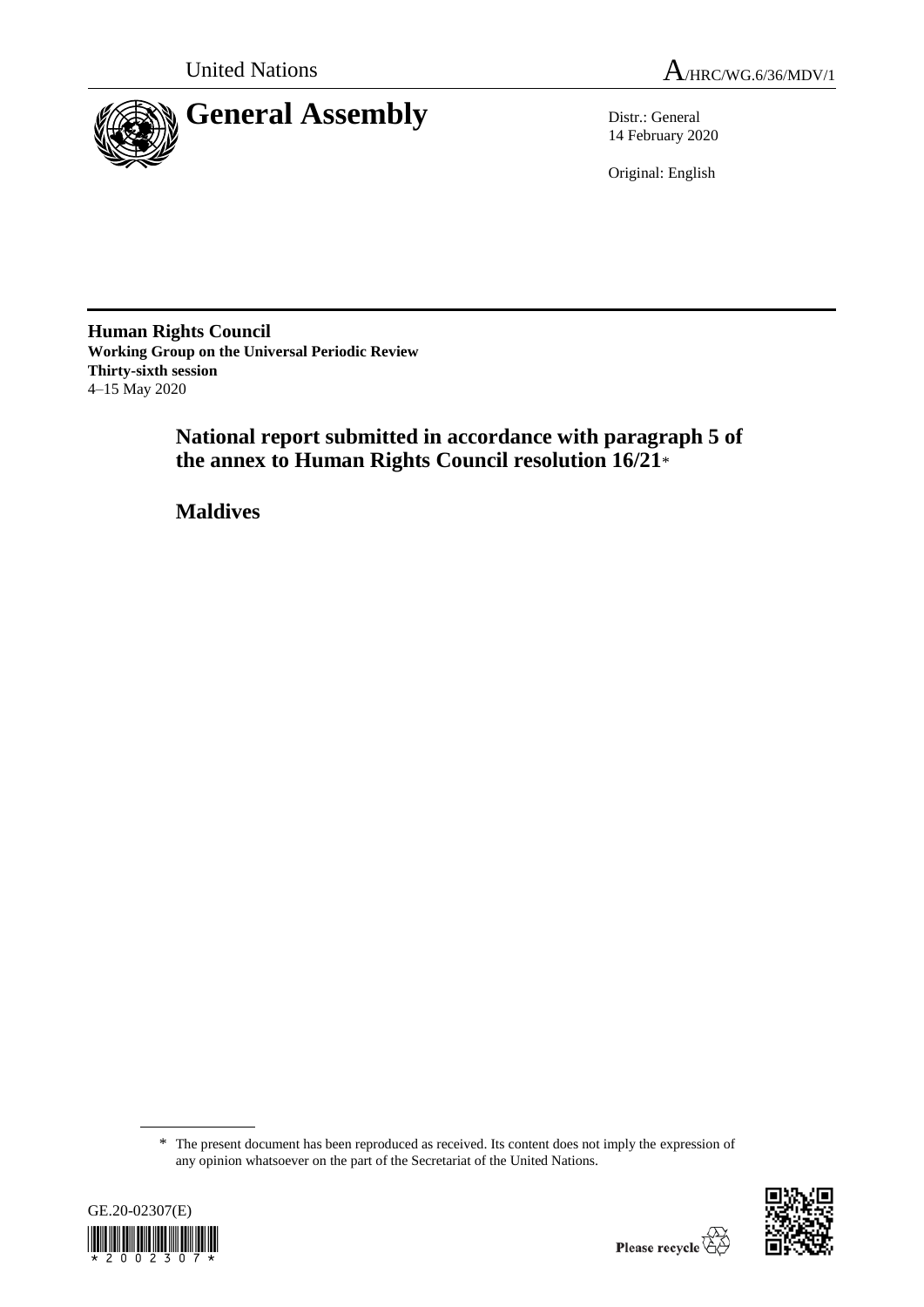United Nations

A/HRC/WG.6/36/MDV/1

# General Assembly

Distr.: General
14 February 2020

Original: English

**Human Rights Council**
**Working Group on the Universal Periodic Review**
**Thirty-sixth session**
4–15 May 2020

## National report submitted in accordance with paragraph 5 of the annex to Human Rights Council resolution 16/21*

## Maldives

* The present document has been reproduced as received. Its content does not imply the expression of any opinion whatsoever on the part of the Secretariat of the United Nations.

GE.20-02307(E)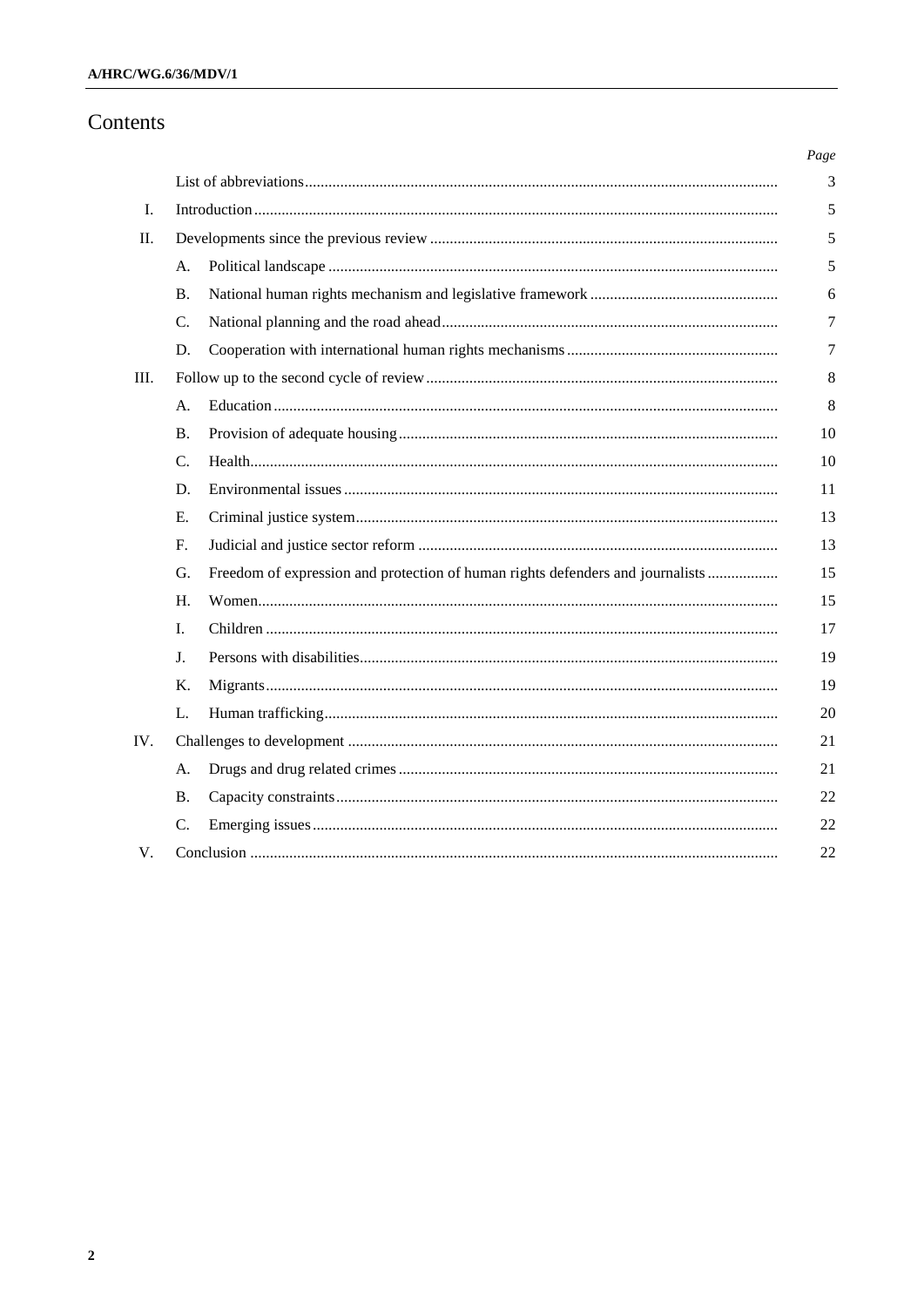# Contents

| | | | Page |
|---|---|---|---|
| | List of abbreviations | | 3 |
| I. | Introduction | | 5 |
| II. | Developments since the previous review | | 5 |
| | A. | Political landscape | 5 |
| | B. | National human rights mechanism and legislative framework | 6 |
| | C. | National planning and the road ahead | 7 |
| | D. | Cooperation with international human rights mechanisms | 7 |
| III. | Follow up to the second cycle of review | | 8 |
| | A. | Education | 8 |
| | B. | Provision of adequate housing | 10 |
| | C. | Health | 10 |
| | D. | Environmental issues | 11 |
| | E. | Criminal justice system | 13 |
| | F. | Judicial and justice sector reform | 13 |
| | G. | Freedom of expression and protection of human rights defenders and journalists | 15 |
| | H. | Women | 15 |
| | I. | Children | 17 |
| | J. | Persons with disabilities | 19 |
| | K. | Migrants | 19 |
| | L. | Human trafficking | 20 |
| IV. | Challenges to development | | 21 |
| | A. | Drugs and drug related crimes | 21 |
| | B. | Capacity constraints | 22 |
| | C. | Emerging issues | 22 |
| V. | Conclusion | | 22 |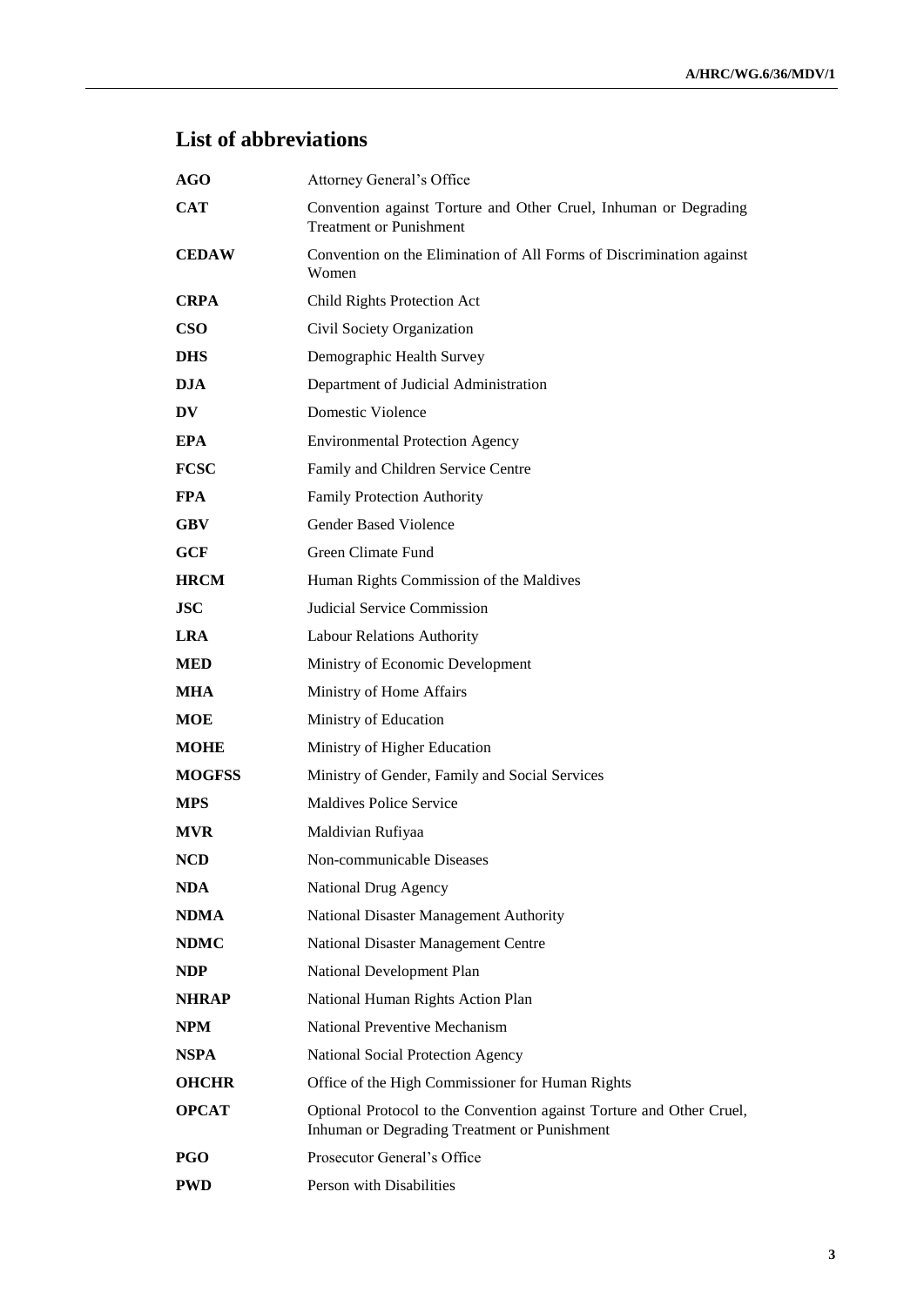# List of abbreviations

| | |
|---|---|
| **AGO** | Attorney General's Office |
| **CAT** | Convention against Torture and Other Cruel, Inhuman or Degrading Treatment or Punishment |
| **CEDAW** | Convention on the Elimination of All Forms of Discrimination against Women |
| **CRPA** | Child Rights Protection Act |
| **CSO** | Civil Society Organization |
| **DHS** | Demographic Health Survey |
| **DJA** | Department of Judicial Administration |
| **DV** | Domestic Violence |
| **EPA** | Environmental Protection Agency |
| **FCSC** | Family and Children Service Centre |
| **FPA** | Family Protection Authority |
| **GBV** | Gender Based Violence |
| **GCF** | Green Climate Fund |
| **HRCM** | Human Rights Commission of the Maldives |
| **JSC** | Judicial Service Commission |
| **LRA** | Labour Relations Authority |
| **MED** | Ministry of Economic Development |
| **MHA** | Ministry of Home Affairs |
| **MOE** | Ministry of Education |
| **MOHE** | Ministry of Higher Education |
| **MOGFSS** | Ministry of Gender, Family and Social Services |
| **MPS** | Maldives Police Service |
| **MVR** | Maldivian Rufiyaa |
| **NCD** | Non-communicable Diseases |
| **NDA** | National Drug Agency |
| **NDMA** | National Disaster Management Authority |
| **NDMC** | National Disaster Management Centre |
| **NDP** | National Development Plan |
| **NHRAP** | National Human Rights Action Plan |
| **NPM** | National Preventive Mechanism |
| **NSPA** | National Social Protection Agency |
| **OHCHR** | Office of the High Commissioner for Human Rights |
| **OPCAT** | Optional Protocol to the Convention against Torture and Other Cruel, Inhuman or Degrading Treatment or Punishment |
| **PGO** | Prosecutor General's Office |
| **PWD** | Person with Disabilities |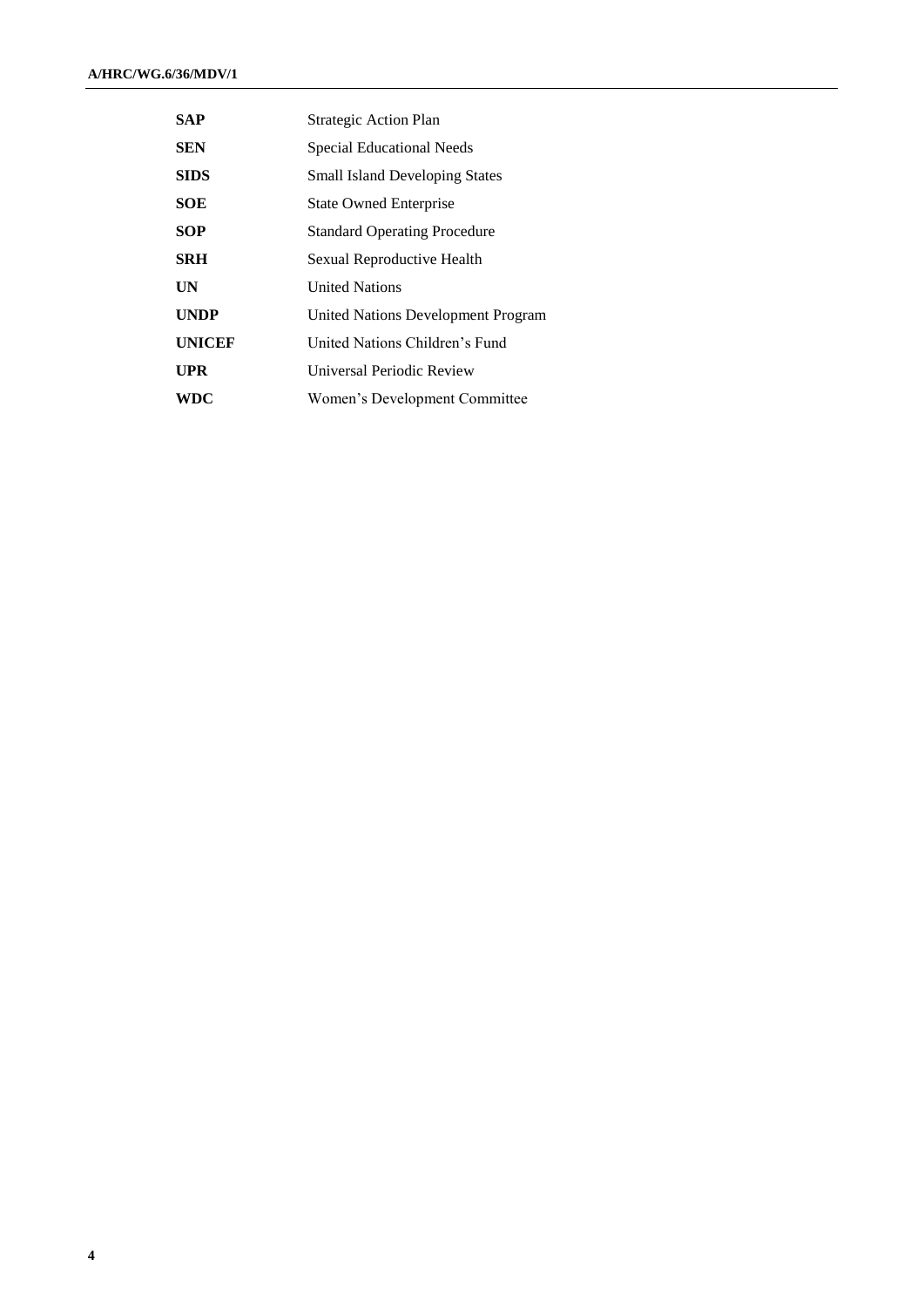| | |
|---|---|
| **SAP** | Strategic Action Plan |
| **SEN** | Special Educational Needs |
| **SIDS** | Small Island Developing States |
| **SOE** | State Owned Enterprise |
| **SOP** | Standard Operating Procedure |
| **SRH** | Sexual Reproductive Health |
| **UN** | United Nations |
| **UNDP** | United Nations Development Program |
| **UNICEF** | United Nations Children's Fund |
| **UPR** | Universal Periodic Review |
| **WDC** | Women's Development Committee |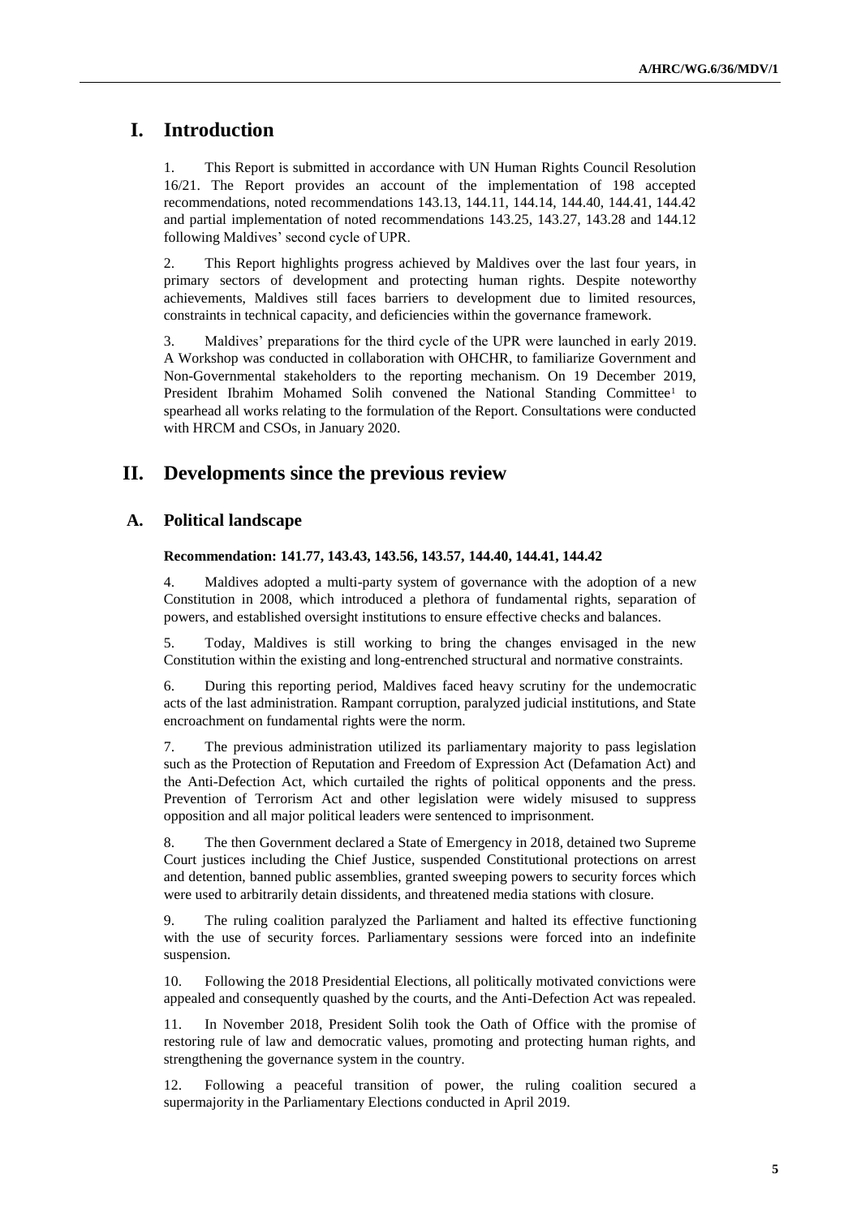# I. Introduction

1. This Report is submitted in accordance with UN Human Rights Council Resolution 16/21. The Report provides an account of the implementation of 198 accepted recommendations, noted recommendations 143.13, 144.11, 144.14, 144.40, 144.41, 144.42 and partial implementation of noted recommendations 143.25, 143.27, 143.28 and 144.12 following Maldives' second cycle of UPR.

2. This Report highlights progress achieved by Maldives over the last four years, in primary sectors of development and protecting human rights. Despite noteworthy achievements, Maldives still faces barriers to development due to limited resources, constraints in technical capacity, and deficiencies within the governance framework.

3. Maldives' preparations for the third cycle of the UPR were launched in early 2019. A Workshop was conducted in collaboration with OHCHR, to familiarize Government and Non-Governmental stakeholders to the reporting mechanism. On 19 December 2019, President Ibrahim Mohamed Solih convened the National Standing Committee[1] to spearhead all works relating to the formulation of the Report. Consultations were conducted with HRCM and CSOs, in January 2020.

# II. Developments since the previous review

## A. Political landscape

**Recommendation: 141.77, 143.43, 143.56, 143.57, 144.40, 144.41, 144.42**

4. Maldives adopted a multi-party system of governance with the adoption of a new Constitution in 2008, which introduced a plethora of fundamental rights, separation of powers, and established oversight institutions to ensure effective checks and balances.

5. Today, Maldives is still working to bring the changes envisaged in the new Constitution within the existing and long-entrenched structural and normative constraints.

6. During this reporting period, Maldives faced heavy scrutiny for the undemocratic acts of the last administration. Rampant corruption, paralyzed judicial institutions, and State encroachment on fundamental rights were the norm.

7. The previous administration utilized its parliamentary majority to pass legislation such as the Protection of Reputation and Freedom of Expression Act (Defamation Act) and the Anti-Defection Act, which curtailed the rights of political opponents and the press. Prevention of Terrorism Act and other legislation were widely misused to suppress opposition and all major political leaders were sentenced to imprisonment.

8. The then Government declared a State of Emergency in 2018, detained two Supreme Court justices including the Chief Justice, suspended Constitutional protections on arrest and detention, banned public assemblies, granted sweeping powers to security forces which were used to arbitrarily detain dissidents, and threatened media stations with closure.

9. The ruling coalition paralyzed the Parliament and halted its effective functioning with the use of security forces. Parliamentary sessions were forced into an indefinite suspension.

10. Following the 2018 Presidential Elections, all politically motivated convictions were appealed and consequently quashed by the courts, and the Anti-Defection Act was repealed.

11. In November 2018, President Solih took the Oath of Office with the promise of restoring rule of law and democratic values, promoting and protecting human rights, and strengthening the governance system in the country.

12. Following a peaceful transition of power, the ruling coalition secured a supermajority in the Parliamentary Elections conducted in April 2019.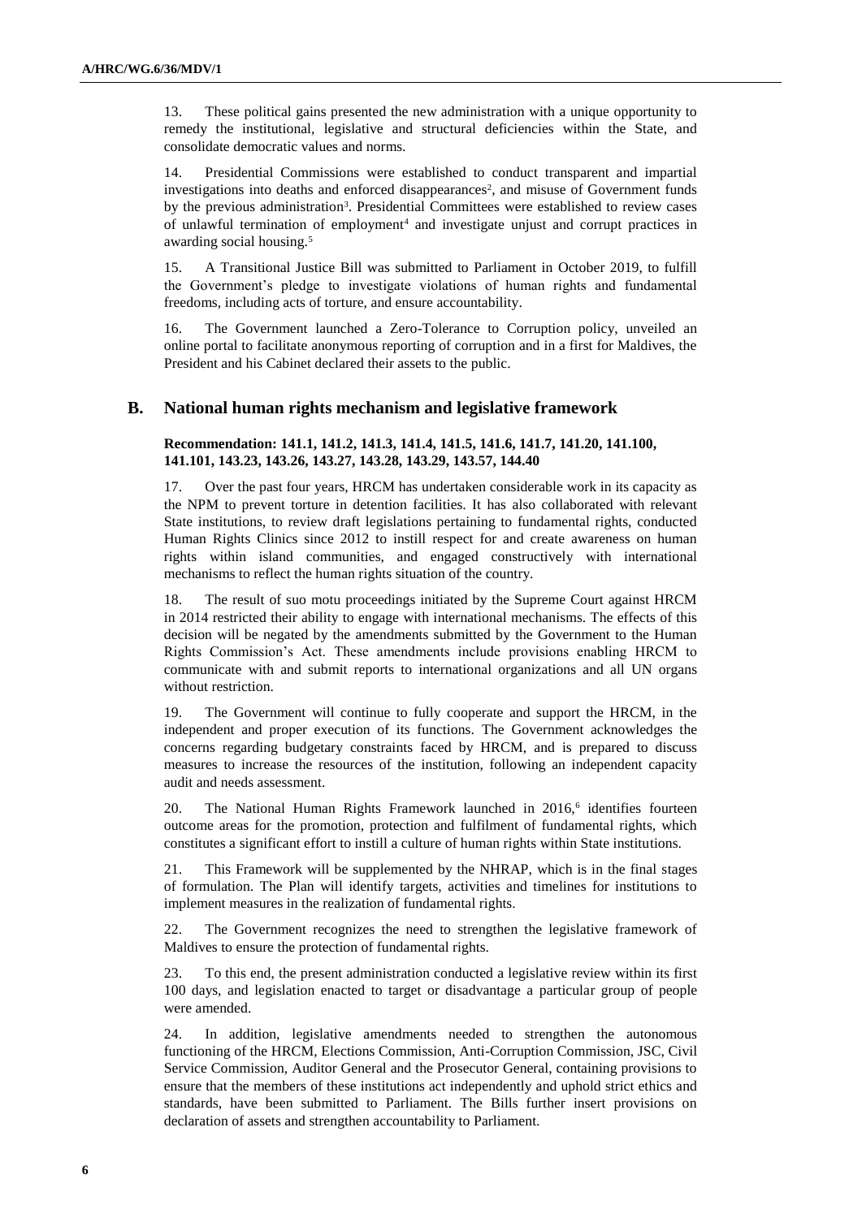13. These political gains presented the new administration with a unique opportunity to remedy the institutional, legislative and structural deficiencies within the State, and consolidate democratic values and norms.

14. Presidential Commissions were established to conduct transparent and impartial investigations into deaths and enforced disappearances[2], and misuse of Government funds by the previous administration[3]. Presidential Committees were established to review cases of unlawful termination of employment[4] and investigate unjust and corrupt practices in awarding social housing.[5]

15. A Transitional Justice Bill was submitted to Parliament in October 2019, to fulfill the Government's pledge to investigate violations of human rights and fundamental freedoms, including acts of torture, and ensure accountability.

16. The Government launched a Zero-Tolerance to Corruption policy, unveiled an online portal to facilitate anonymous reporting of corruption and in a first for Maldives, the President and his Cabinet declared their assets to the public.

## B. National human rights mechanism and legislative framework

**Recommendation: 141.1, 141.2, 141.3, 141.4, 141.5, 141.6, 141.7, 141.20, 141.100, 141.101, 143.23, 143.26, 143.27, 143.28, 143.29, 143.57, 144.40**

17. Over the past four years, HRCM has undertaken considerable work in its capacity as the NPM to prevent torture in detention facilities. It has also collaborated with relevant State institutions, to review draft legislations pertaining to fundamental rights, conducted Human Rights Clinics since 2012 to instill respect for and create awareness on human rights within island communities, and engaged constructively with international mechanisms to reflect the human rights situation of the country.

18. The result of suo motu proceedings initiated by the Supreme Court against HRCM in 2014 restricted their ability to engage with international mechanisms. The effects of this decision will be negated by the amendments submitted by the Government to the Human Rights Commission's Act. These amendments include provisions enabling HRCM to communicate with and submit reports to international organizations and all UN organs without restriction.

19. The Government will continue to fully cooperate and support the HRCM, in the independent and proper execution of its functions. The Government acknowledges the concerns regarding budgetary constraints faced by HRCM, and is prepared to discuss measures to increase the resources of the institution, following an independent capacity audit and needs assessment.

20. The National Human Rights Framework launched in 2016,[6] identifies fourteen outcome areas for the promotion, protection and fulfilment of fundamental rights, which constitutes a significant effort to instill a culture of human rights within State institutions.

21. This Framework will be supplemented by the NHRAP, which is in the final stages of formulation. The Plan will identify targets, activities and timelines for institutions to implement measures in the realization of fundamental rights.

22. The Government recognizes the need to strengthen the legislative framework of Maldives to ensure the protection of fundamental rights.

23. To this end, the present administration conducted a legislative review within its first 100 days, and legislation enacted to target or disadvantage a particular group of people were amended.

24. In addition, legislative amendments needed to strengthen the autonomous functioning of the HRCM, Elections Commission, Anti-Corruption Commission, JSC, Civil Service Commission, Auditor General and the Prosecutor General, containing provisions to ensure that the members of these institutions act independently and uphold strict ethics and standards, have been submitted to Parliament. The Bills further insert provisions on declaration of assets and strengthen accountability to Parliament.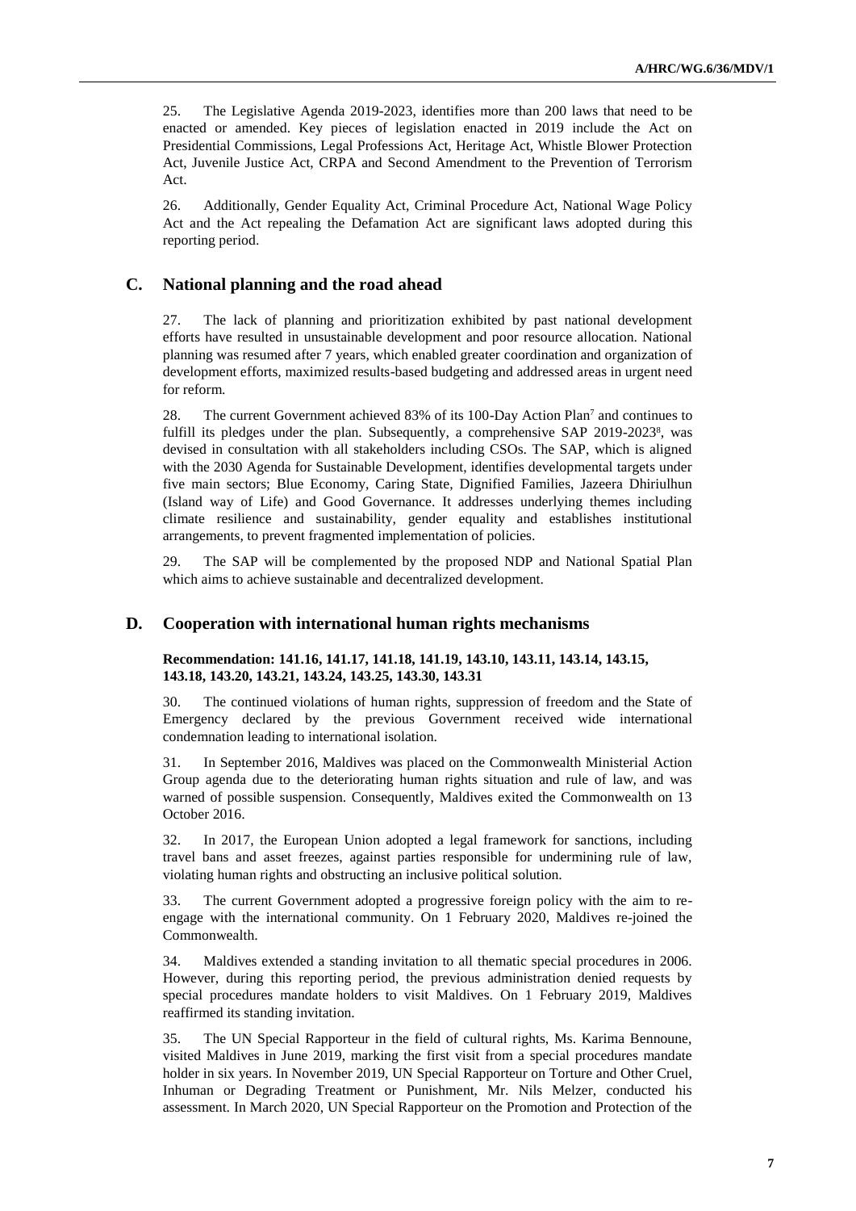25. The Legislative Agenda 2019-2023, identifies more than 200 laws that need to be enacted or amended. Key pieces of legislation enacted in 2019 include the Act on Presidential Commissions, Legal Professions Act, Heritage Act, Whistle Blower Protection Act, Juvenile Justice Act, CRPA and Second Amendment to the Prevention of Terrorism Act.

26. Additionally, Gender Equality Act, Criminal Procedure Act, National Wage Policy Act and the Act repealing the Defamation Act are significant laws adopted during this reporting period.

## C. National planning and the road ahead

27. The lack of planning and prioritization exhibited by past national development efforts have resulted in unsustainable development and poor resource allocation. National planning was resumed after 7 years, which enabled greater coordination and organization of development efforts, maximized results-based budgeting and addressed areas in urgent need for reform.

28. The current Government achieved 83% of its 100-Day Action Plan[7] and continues to fulfill its pledges under the plan. Subsequently, a comprehensive SAP 2019-2023[8], was devised in consultation with all stakeholders including CSOs. The SAP, which is aligned with the 2030 Agenda for Sustainable Development, identifies developmental targets under five main sectors; Blue Economy, Caring State, Dignified Families, Jazeera Dhiriulhun (Island way of Life) and Good Governance. It addresses underlying themes including climate resilience and sustainability, gender equality and establishes institutional arrangements, to prevent fragmented implementation of policies.

29. The SAP will be complemented by the proposed NDP and National Spatial Plan which aims to achieve sustainable and decentralized development.

## D. Cooperation with international human rights mechanisms

**Recommendation: 141.16, 141.17, 141.18, 141.19, 143.10, 143.11, 143.14, 143.15, 143.18, 143.20, 143.21, 143.24, 143.25, 143.30, 143.31**

30. The continued violations of human rights, suppression of freedom and the State of Emergency declared by the previous Government received wide international condemnation leading to international isolation.

31. In September 2016, Maldives was placed on the Commonwealth Ministerial Action Group agenda due to the deteriorating human rights situation and rule of law, and was warned of possible suspension. Consequently, Maldives exited the Commonwealth on 13 October 2016.

32. In 2017, the European Union adopted a legal framework for sanctions, including travel bans and asset freezes, against parties responsible for undermining rule of law, violating human rights and obstructing an inclusive political solution.

33. The current Government adopted a progressive foreign policy with the aim to re-engage with the international community. On 1 February 2020, Maldives re-joined the Commonwealth.

34. Maldives extended a standing invitation to all thematic special procedures in 2006. However, during this reporting period, the previous administration denied requests by special procedures mandate holders to visit Maldives. On 1 February 2019, Maldives reaffirmed its standing invitation.

35. The UN Special Rapporteur in the field of cultural rights, Ms. Karima Bennoune, visited Maldives in June 2019, marking the first visit from a special procedures mandate holder in six years. In November 2019, UN Special Rapporteur on Torture and Other Cruel, Inhuman or Degrading Treatment or Punishment, Mr. Nils Melzer, conducted his assessment. In March 2020, UN Special Rapporteur on the Promotion and Protection of the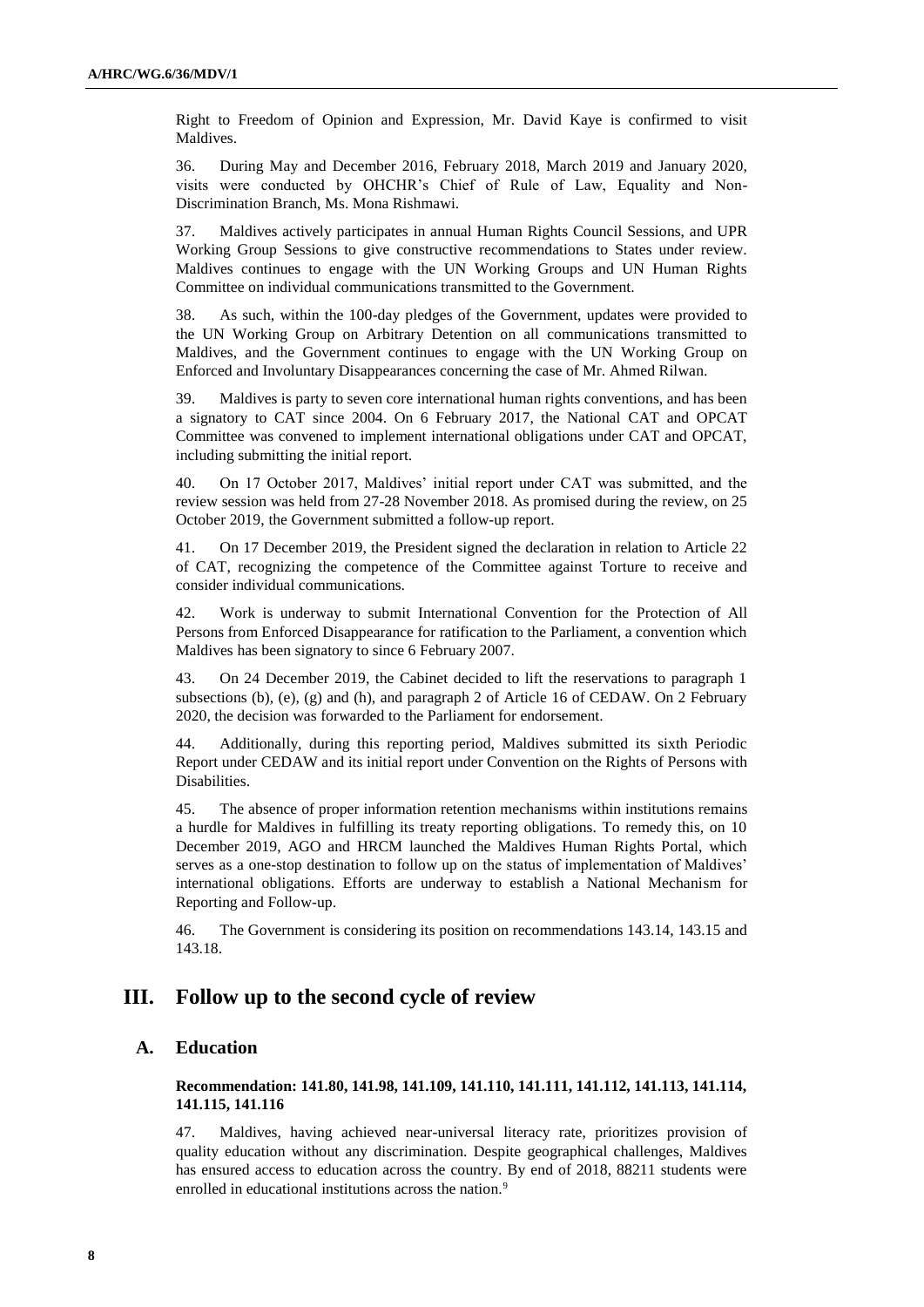Right to Freedom of Opinion and Expression, Mr. David Kaye is confirmed to visit Maldives.

36. During May and December 2016, February 2018, March 2019 and January 2020, visits were conducted by OHCHR's Chief of Rule of Law, Equality and Non-Discrimination Branch, Ms. Mona Rishmawi.

37. Maldives actively participates in annual Human Rights Council Sessions, and UPR Working Group Sessions to give constructive recommendations to States under review. Maldives continues to engage with the UN Working Groups and UN Human Rights Committee on individual communications transmitted to the Government.

38. As such, within the 100-day pledges of the Government, updates were provided to the UN Working Group on Arbitrary Detention on all communications transmitted to Maldives, and the Government continues to engage with the UN Working Group on Enforced and Involuntary Disappearances concerning the case of Mr. Ahmed Rilwan.

39. Maldives is party to seven core international human rights conventions, and has been a signatory to CAT since 2004. On 6 February 2017, the National CAT and OPCAT Committee was convened to implement international obligations under CAT and OPCAT, including submitting the initial report.

40. On 17 October 2017, Maldives' initial report under CAT was submitted, and the review session was held from 27-28 November 2018. As promised during the review, on 25 October 2019, the Government submitted a follow-up report.

41. On 17 December 2019, the President signed the declaration in relation to Article 22 of CAT, recognizing the competence of the Committee against Torture to receive and consider individual communications.

42. Work is underway to submit International Convention for the Protection of All Persons from Enforced Disappearance for ratification to the Parliament, a convention which Maldives has been signatory to since 6 February 2007.

43. On 24 December 2019, the Cabinet decided to lift the reservations to paragraph 1 subsections (b), (e), (g) and (h), and paragraph 2 of Article 16 of CEDAW. On 2 February 2020, the decision was forwarded to the Parliament for endorsement.

44. Additionally, during this reporting period, Maldives submitted its sixth Periodic Report under CEDAW and its initial report under Convention on the Rights of Persons with Disabilities.

45. The absence of proper information retention mechanisms within institutions remains a hurdle for Maldives in fulfilling its treaty reporting obligations. To remedy this, on 10 December 2019, AGO and HRCM launched the Maldives Human Rights Portal, which serves as a one-stop destination to follow up on the status of implementation of Maldives' international obligations. Efforts are underway to establish a National Mechanism for Reporting and Follow-up.

46. The Government is considering its position on recommendations 143.14, 143.15 and 143.18.

# III. Follow up to the second cycle of review

## A. Education

**Recommendation: 141.80, 141.98, 141.109, 141.110, 141.111, 141.112, 141.113, 141.114, 141.115, 141.116**

47. Maldives, having achieved near-universal literacy rate, prioritizes provision of quality education without any discrimination. Despite geographical challenges, Maldives has ensured access to education across the country. By end of 2018, 88211 students were enrolled in educational institutions across the nation.[9]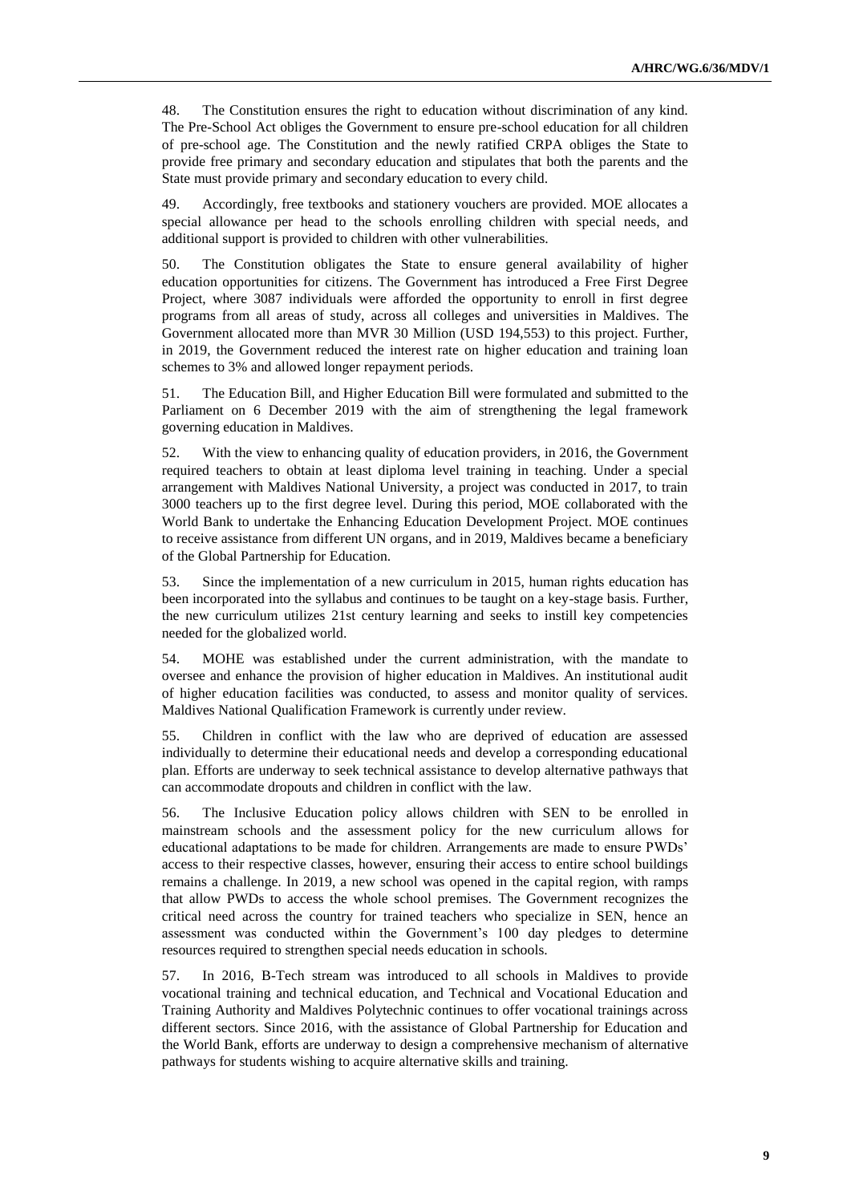48. The Constitution ensures the right to education without discrimination of any kind. The Pre-School Act obliges the Government to ensure pre-school education for all children of pre-school age. The Constitution and the newly ratified CRPA obliges the State to provide free primary and secondary education and stipulates that both the parents and the State must provide primary and secondary education to every child.

49. Accordingly, free textbooks and stationery vouchers are provided. MOE allocates a special allowance per head to the schools enrolling children with special needs, and additional support is provided to children with other vulnerabilities.

50. The Constitution obligates the State to ensure general availability of higher education opportunities for citizens. The Government has introduced a Free First Degree Project, where 3087 individuals were afforded the opportunity to enroll in first degree programs from all areas of study, across all colleges and universities in Maldives. The Government allocated more than MVR 30 Million (USD 194,553) to this project. Further, in 2019, the Government reduced the interest rate on higher education and training loan schemes to 3% and allowed longer repayment periods.

51. The Education Bill, and Higher Education Bill were formulated and submitted to the Parliament on 6 December 2019 with the aim of strengthening the legal framework governing education in Maldives.

52. With the view to enhancing quality of education providers, in 2016, the Government required teachers to obtain at least diploma level training in teaching. Under a special arrangement with Maldives National University, a project was conducted in 2017, to train 3000 teachers up to the first degree level. During this period, MOE collaborated with the World Bank to undertake the Enhancing Education Development Project. MOE continues to receive assistance from different UN organs, and in 2019, Maldives became a beneficiary of the Global Partnership for Education.

53. Since the implementation of a new curriculum in 2015, human rights education has been incorporated into the syllabus and continues to be taught on a key-stage basis. Further, the new curriculum utilizes 21st century learning and seeks to instill key competencies needed for the globalized world.

54. MOHE was established under the current administration, with the mandate to oversee and enhance the provision of higher education in Maldives. An institutional audit of higher education facilities was conducted, to assess and monitor quality of services. Maldives National Qualification Framework is currently under review.

55. Children in conflict with the law who are deprived of education are assessed individually to determine their educational needs and develop a corresponding educational plan. Efforts are underway to seek technical assistance to develop alternative pathways that can accommodate dropouts and children in conflict with the law.

56. The Inclusive Education policy allows children with SEN to be enrolled in mainstream schools and the assessment policy for the new curriculum allows for educational adaptations to be made for children. Arrangements are made to ensure PWDs' access to their respective classes, however, ensuring their access to entire school buildings remains a challenge. In 2019, a new school was opened in the capital region, with ramps that allow PWDs to access the whole school premises. The Government recognizes the critical need across the country for trained teachers who specialize in SEN, hence an assessment was conducted within the Government's 100 day pledges to determine resources required to strengthen special needs education in schools.

57. In 2016, B-Tech stream was introduced to all schools in Maldives to provide vocational training and technical education, and Technical and Vocational Education and Training Authority and Maldives Polytechnic continues to offer vocational trainings across different sectors. Since 2016, with the assistance of Global Partnership for Education and the World Bank, efforts are underway to design a comprehensive mechanism of alternative pathways for students wishing to acquire alternative skills and training.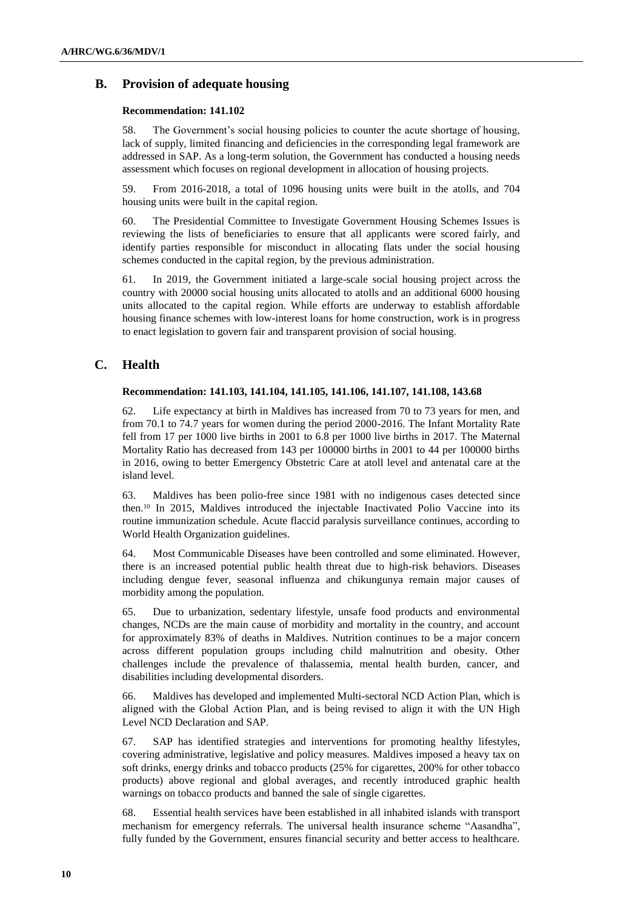## B. Provision of adequate housing

**Recommendation: 141.102**

58. The Government's social housing policies to counter the acute shortage of housing, lack of supply, limited financing and deficiencies in the corresponding legal framework are addressed in SAP. As a long-term solution, the Government has conducted a housing needs assessment which focuses on regional development in allocation of housing projects.

59. From 2016-2018, a total of 1096 housing units were built in the atolls, and 704 housing units were built in the capital region.

60. The Presidential Committee to Investigate Government Housing Schemes Issues is reviewing the lists of beneficiaries to ensure that all applicants were scored fairly, and identify parties responsible for misconduct in allocating flats under the social housing schemes conducted in the capital region, by the previous administration.

61. In 2019, the Government initiated a large-scale social housing project across the country with 20000 social housing units allocated to atolls and an additional 6000 housing units allocated to the capital region. While efforts are underway to establish affordable housing finance schemes with low-interest loans for home construction, work is in progress to enact legislation to govern fair and transparent provision of social housing.

## C. Health

**Recommendation: 141.103, 141.104, 141.105, 141.106, 141.107, 141.108, 143.68**

62. Life expectancy at birth in Maldives has increased from 70 to 73 years for men, and from 70.1 to 74.7 years for women during the period 2000-2016. The Infant Mortality Rate fell from 17 per 1000 live births in 2001 to 6.8 per 1000 live births in 2017. The Maternal Mortality Ratio has decreased from 143 per 100000 births in 2001 to 44 per 100000 births in 2016, owing to better Emergency Obstetric Care at atoll level and antenatal care at the island level.

63. Maldives has been polio-free since 1981 with no indigenous cases detected since then.[10] In 2015, Maldives introduced the injectable Inactivated Polio Vaccine into its routine immunization schedule. Acute flaccid paralysis surveillance continues, according to World Health Organization guidelines.

64. Most Communicable Diseases have been controlled and some eliminated. However, there is an increased potential public health threat due to high-risk behaviors. Diseases including dengue fever, seasonal influenza and chikungunya remain major causes of morbidity among the population.

65. Due to urbanization, sedentary lifestyle, unsafe food products and environmental changes, NCDs are the main cause of morbidity and mortality in the country, and account for approximately 83% of deaths in Maldives. Nutrition continues to be a major concern across different population groups including child malnutrition and obesity. Other challenges include the prevalence of thalassemia, mental health burden, cancer, and disabilities including developmental disorders.

66. Maldives has developed and implemented Multi-sectoral NCD Action Plan, which is aligned with the Global Action Plan, and is being revised to align it with the UN High Level NCD Declaration and SAP.

67. SAP has identified strategies and interventions for promoting healthy lifestyles, covering administrative, legislative and policy measures. Maldives imposed a heavy tax on soft drinks, energy drinks and tobacco products (25% for cigarettes, 200% for other tobacco products) above regional and global averages, and recently introduced graphic health warnings on tobacco products and banned the sale of single cigarettes.

68. Essential health services have been established in all inhabited islands with transport mechanism for emergency referrals. The universal health insurance scheme "Aasandha", fully funded by the Government, ensures financial security and better access to healthcare.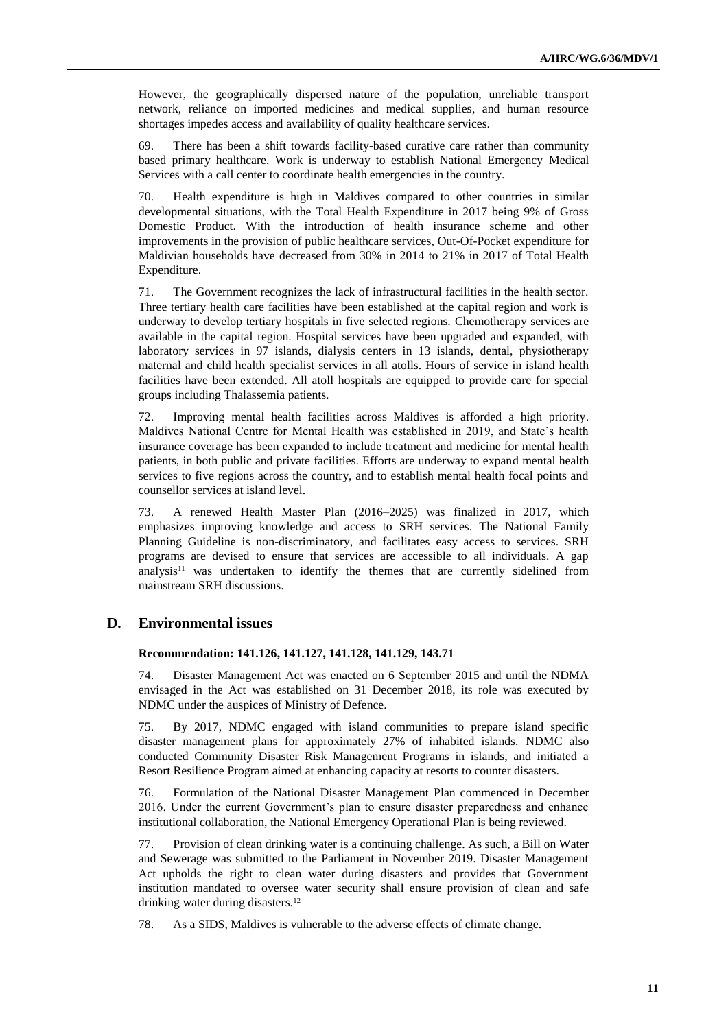However, the geographically dispersed nature of the population, unreliable transport network, reliance on imported medicines and medical supplies, and human resource shortages impedes access and availability of quality healthcare services.

69. There has been a shift towards facility-based curative care rather than community based primary healthcare. Work is underway to establish National Emergency Medical Services with a call center to coordinate health emergencies in the country.

70. Health expenditure is high in Maldives compared to other countries in similar developmental situations, with the Total Health Expenditure in 2017 being 9% of Gross Domestic Product. With the introduction of health insurance scheme and other improvements in the provision of public healthcare services, Out-Of-Pocket expenditure for Maldivian households have decreased from 30% in 2014 to 21% in 2017 of Total Health Expenditure.

71. The Government recognizes the lack of infrastructural facilities in the health sector. Three tertiary health care facilities have been established at the capital region and work is underway to develop tertiary hospitals in five selected regions. Chemotherapy services are available in the capital region. Hospital services have been upgraded and expanded, with laboratory services in 97 islands, dialysis centers in 13 islands, dental, physiotherapy maternal and child health specialist services in all atolls. Hours of service in island health facilities have been extended. All atoll hospitals are equipped to provide care for special groups including Thalassemia patients.

72. Improving mental health facilities across Maldives is afforded a high priority. Maldives National Centre for Mental Health was established in 2019, and State's health insurance coverage has been expanded to include treatment and medicine for mental health patients, in both public and private facilities. Efforts are underway to expand mental health services to five regions across the country, and to establish mental health focal points and counsellor services at island level.

73. A renewed Health Master Plan (2016–2025) was finalized in 2017, which emphasizes improving knowledge and access to SRH services. The National Family Planning Guideline is non-discriminatory, and facilitates easy access to services. SRH programs are devised to ensure that services are accessible to all individuals. A gap analysis[11] was undertaken to identify the themes that are currently sidelined from mainstream SRH discussions.

## D. Environmental issues

**Recommendation: 141.126, 141.127, 141.128, 141.129, 143.71**

74. Disaster Management Act was enacted on 6 September 2015 and until the NDMA envisaged in the Act was established on 31 December 2018, its role was executed by NDMC under the auspices of Ministry of Defence.

75. By 2017, NDMC engaged with island communities to prepare island specific disaster management plans for approximately 27% of inhabited islands. NDMC also conducted Community Disaster Risk Management Programs in islands, and initiated a Resort Resilience Program aimed at enhancing capacity at resorts to counter disasters.

76. Formulation of the National Disaster Management Plan commenced in December 2016. Under the current Government's plan to ensure disaster preparedness and enhance institutional collaboration, the National Emergency Operational Plan is being reviewed.

77. Provision of clean drinking water is a continuing challenge. As such, a Bill on Water and Sewerage was submitted to the Parliament in November 2019. Disaster Management Act upholds the right to clean water during disasters and provides that Government institution mandated to oversee water security shall ensure provision of clean and safe drinking water during disasters.[12]

78. As a SIDS, Maldives is vulnerable to the adverse effects of climate change.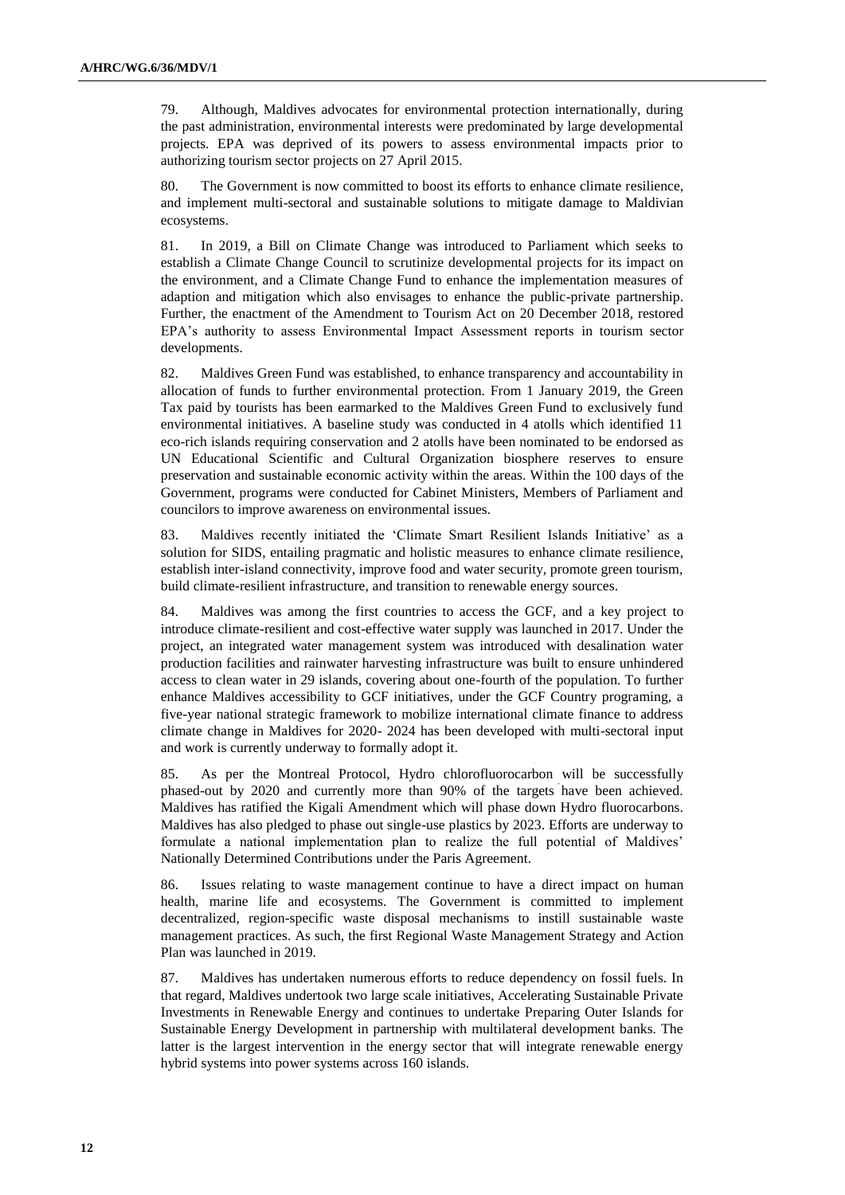79. Although, Maldives advocates for environmental protection internationally, during the past administration, environmental interests were predominated by large developmental projects. EPA was deprived of its powers to assess environmental impacts prior to authorizing tourism sector projects on 27 April 2015.

80. The Government is now committed to boost its efforts to enhance climate resilience, and implement multi-sectoral and sustainable solutions to mitigate damage to Maldivian ecosystems.

81. In 2019, a Bill on Climate Change was introduced to Parliament which seeks to establish a Climate Change Council to scrutinize developmental projects for its impact on the environment, and a Climate Change Fund to enhance the implementation measures of adaption and mitigation which also envisages to enhance the public-private partnership. Further, the enactment of the Amendment to Tourism Act on 20 December 2018, restored EPA's authority to assess Environmental Impact Assessment reports in tourism sector developments.

82. Maldives Green Fund was established, to enhance transparency and accountability in allocation of funds to further environmental protection. From 1 January 2019, the Green Tax paid by tourists has been earmarked to the Maldives Green Fund to exclusively fund environmental initiatives. A baseline study was conducted in 4 atolls which identified 11 eco-rich islands requiring conservation and 2 atolls have been nominated to be endorsed as UN Educational Scientific and Cultural Organization biosphere reserves to ensure preservation and sustainable economic activity within the areas. Within the 100 days of the Government, programs were conducted for Cabinet Ministers, Members of Parliament and councilors to improve awareness on environmental issues.

83. Maldives recently initiated the 'Climate Smart Resilient Islands Initiative' as a solution for SIDS, entailing pragmatic and holistic measures to enhance climate resilience, establish inter-island connectivity, improve food and water security, promote green tourism, build climate-resilient infrastructure, and transition to renewable energy sources.

84. Maldives was among the first countries to access the GCF, and a key project to introduce climate-resilient and cost-effective water supply was launched in 2017. Under the project, an integrated water management system was introduced with desalination water production facilities and rainwater harvesting infrastructure was built to ensure unhindered access to clean water in 29 islands, covering about one-fourth of the population. To further enhance Maldives accessibility to GCF initiatives, under the GCF Country programing, a five-year national strategic framework to mobilize international climate finance to address climate change in Maldives for 2020- 2024 has been developed with multi-sectoral input and work is currently underway to formally adopt it.

85. As per the Montreal Protocol, Hydro chlorofluorocarbon will be successfully phased-out by 2020 and currently more than 90% of the targets have been achieved. Maldives has ratified the Kigali Amendment which will phase down Hydro fluorocarbons. Maldives has also pledged to phase out single-use plastics by 2023. Efforts are underway to formulate a national implementation plan to realize the full potential of Maldives' Nationally Determined Contributions under the Paris Agreement.

86. Issues relating to waste management continue to have a direct impact on human health, marine life and ecosystems. The Government is committed to implement decentralized, region-specific waste disposal mechanisms to instill sustainable waste management practices. As such, the first Regional Waste Management Strategy and Action Plan was launched in 2019.

87. Maldives has undertaken numerous efforts to reduce dependency on fossil fuels. In that regard, Maldives undertook two large scale initiatives, Accelerating Sustainable Private Investments in Renewable Energy and continues to undertake Preparing Outer Islands for Sustainable Energy Development in partnership with multilateral development banks. The latter is the largest intervention in the energy sector that will integrate renewable energy hybrid systems into power systems across 160 islands.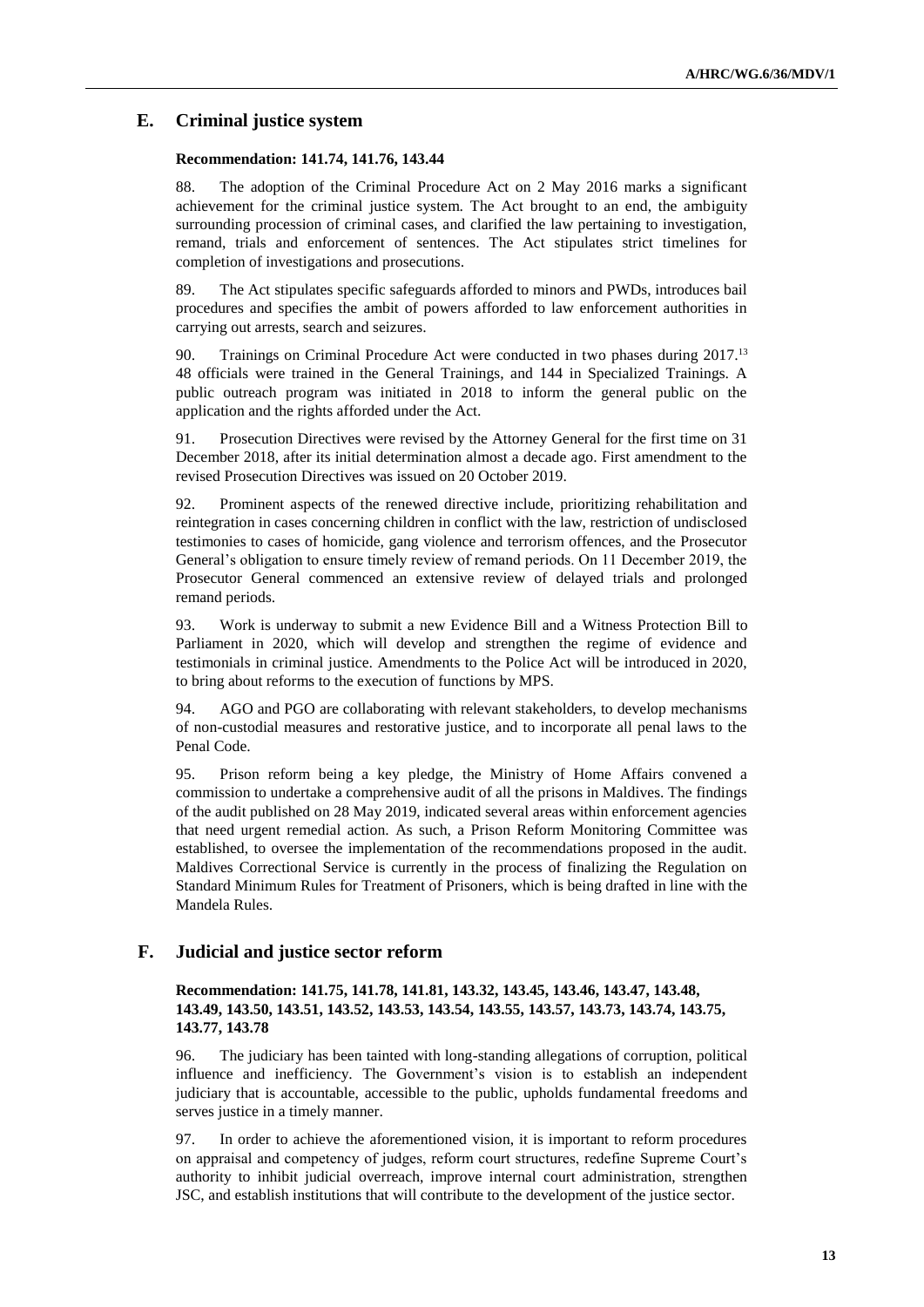## E. Criminal justice system

**Recommendation: 141.74, 141.76, 143.44**

88. The adoption of the Criminal Procedure Act on 2 May 2016 marks a significant achievement for the criminal justice system. The Act brought to an end, the ambiguity surrounding procession of criminal cases, and clarified the law pertaining to investigation, remand, trials and enforcement of sentences. The Act stipulates strict timelines for completion of investigations and prosecutions.

89. The Act stipulates specific safeguards afforded to minors and PWDs, introduces bail procedures and specifies the ambit of powers afforded to law enforcement authorities in carrying out arrests, search and seizures.

90. Trainings on Criminal Procedure Act were conducted in two phases during 2017.[13] 48 officials were trained in the General Trainings, and 144 in Specialized Trainings. A public outreach program was initiated in 2018 to inform the general public on the application and the rights afforded under the Act.

91. Prosecution Directives were revised by the Attorney General for the first time on 31 December 2018, after its initial determination almost a decade ago. First amendment to the revised Prosecution Directives was issued on 20 October 2019.

92. Prominent aspects of the renewed directive include, prioritizing rehabilitation and reintegration in cases concerning children in conflict with the law, restriction of undisclosed testimonies to cases of homicide, gang violence and terrorism offences, and the Prosecutor General's obligation to ensure timely review of remand periods. On 11 December 2019, the Prosecutor General commenced an extensive review of delayed trials and prolonged remand periods.

93. Work is underway to submit a new Evidence Bill and a Witness Protection Bill to Parliament in 2020, which will develop and strengthen the regime of evidence and testimonials in criminal justice. Amendments to the Police Act will be introduced in 2020, to bring about reforms to the execution of functions by MPS.

94. AGO and PGO are collaborating with relevant stakeholders, to develop mechanisms of non-custodial measures and restorative justice, and to incorporate all penal laws to the Penal Code.

95. Prison reform being a key pledge, the Ministry of Home Affairs convened a commission to undertake a comprehensive audit of all the prisons in Maldives. The findings of the audit published on 28 May 2019, indicated several areas within enforcement agencies that need urgent remedial action. As such, a Prison Reform Monitoring Committee was established, to oversee the implementation of the recommendations proposed in the audit. Maldives Correctional Service is currently in the process of finalizing the Regulation on Standard Minimum Rules for Treatment of Prisoners, which is being drafted in line with the Mandela Rules.

## F. Judicial and justice sector reform

**Recommendation: 141.75, 141.78, 141.81, 143.32, 143.45, 143.46, 143.47, 143.48, 143.49, 143.50, 143.51, 143.52, 143.53, 143.54, 143.55, 143.57, 143.73, 143.74, 143.75, 143.77, 143.78**

96. The judiciary has been tainted with long-standing allegations of corruption, political influence and inefficiency. The Government's vision is to establish an independent judiciary that is accountable, accessible to the public, upholds fundamental freedoms and serves justice in a timely manner.

97. In order to achieve the aforementioned vision, it is important to reform procedures on appraisal and competency of judges, reform court structures, redefine Supreme Court's authority to inhibit judicial overreach, improve internal court administration, strengthen JSC, and establish institutions that will contribute to the development of the justice sector.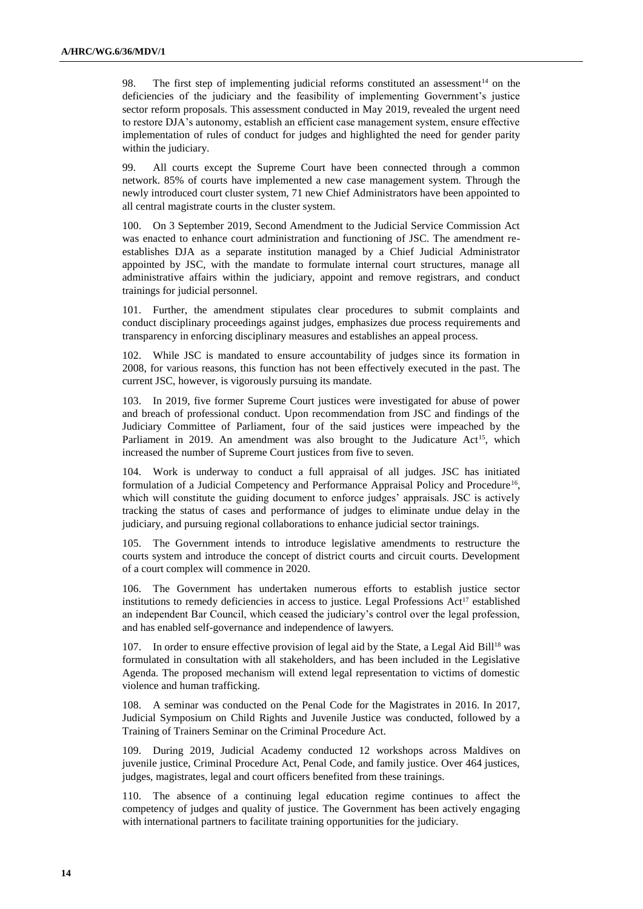98. The first step of implementing judicial reforms constituted an assessment[14] on the deficiencies of the judiciary and the feasibility of implementing Government's justice sector reform proposals. This assessment conducted in May 2019, revealed the urgent need to restore DJA's autonomy, establish an efficient case management system, ensure effective implementation of rules of conduct for judges and highlighted the need for gender parity within the judiciary.

99. All courts except the Supreme Court have been connected through a common network. 85% of courts have implemented a new case management system. Through the newly introduced court cluster system, 71 new Chief Administrators have been appointed to all central magistrate courts in the cluster system.

100. On 3 September 2019, Second Amendment to the Judicial Service Commission Act was enacted to enhance court administration and functioning of JSC. The amendment re-establishes DJA as a separate institution managed by a Chief Judicial Administrator appointed by JSC, with the mandate to formulate internal court structures, manage all administrative affairs within the judiciary, appoint and remove registrars, and conduct trainings for judicial personnel.

101. Further, the amendment stipulates clear procedures to submit complaints and conduct disciplinary proceedings against judges, emphasizes due process requirements and transparency in enforcing disciplinary measures and establishes an appeal process.

102. While JSC is mandated to ensure accountability of judges since its formation in 2008, for various reasons, this function has not been effectively executed in the past. The current JSC, however, is vigorously pursuing its mandate.

103. In 2019, five former Supreme Court justices were investigated for abuse of power and breach of professional conduct. Upon recommendation from JSC and findings of the Judiciary Committee of Parliament, four of the said justices were impeached by the Parliament in 2019. An amendment was also brought to the Judicature Act[15], which increased the number of Supreme Court justices from five to seven.

104. Work is underway to conduct a full appraisal of all judges. JSC has initiated formulation of a Judicial Competency and Performance Appraisal Policy and Procedure[16], which will constitute the guiding document to enforce judges' appraisals. JSC is actively tracking the status of cases and performance of judges to eliminate undue delay in the judiciary, and pursuing regional collaborations to enhance judicial sector trainings.

105. The Government intends to introduce legislative amendments to restructure the courts system and introduce the concept of district courts and circuit courts. Development of a court complex will commence in 2020.

106. The Government has undertaken numerous efforts to establish justice sector institutions to remedy deficiencies in access to justice. Legal Professions Act[17] established an independent Bar Council, which ceased the judiciary's control over the legal profession, and has enabled self-governance and independence of lawyers.

107. In order to ensure effective provision of legal aid by the State, a Legal Aid Bill[18] was formulated in consultation with all stakeholders, and has been included in the Legislative Agenda. The proposed mechanism will extend legal representation to victims of domestic violence and human trafficking.

108. A seminar was conducted on the Penal Code for the Magistrates in 2016. In 2017, Judicial Symposium on Child Rights and Juvenile Justice was conducted, followed by a Training of Trainers Seminar on the Criminal Procedure Act.

109. During 2019, Judicial Academy conducted 12 workshops across Maldives on juvenile justice, Criminal Procedure Act, Penal Code, and family justice. Over 464 justices, judges, magistrates, legal and court officers benefited from these trainings.

110. The absence of a continuing legal education regime continues to affect the competency of judges and quality of justice. The Government has been actively engaging with international partners to facilitate training opportunities for the judiciary.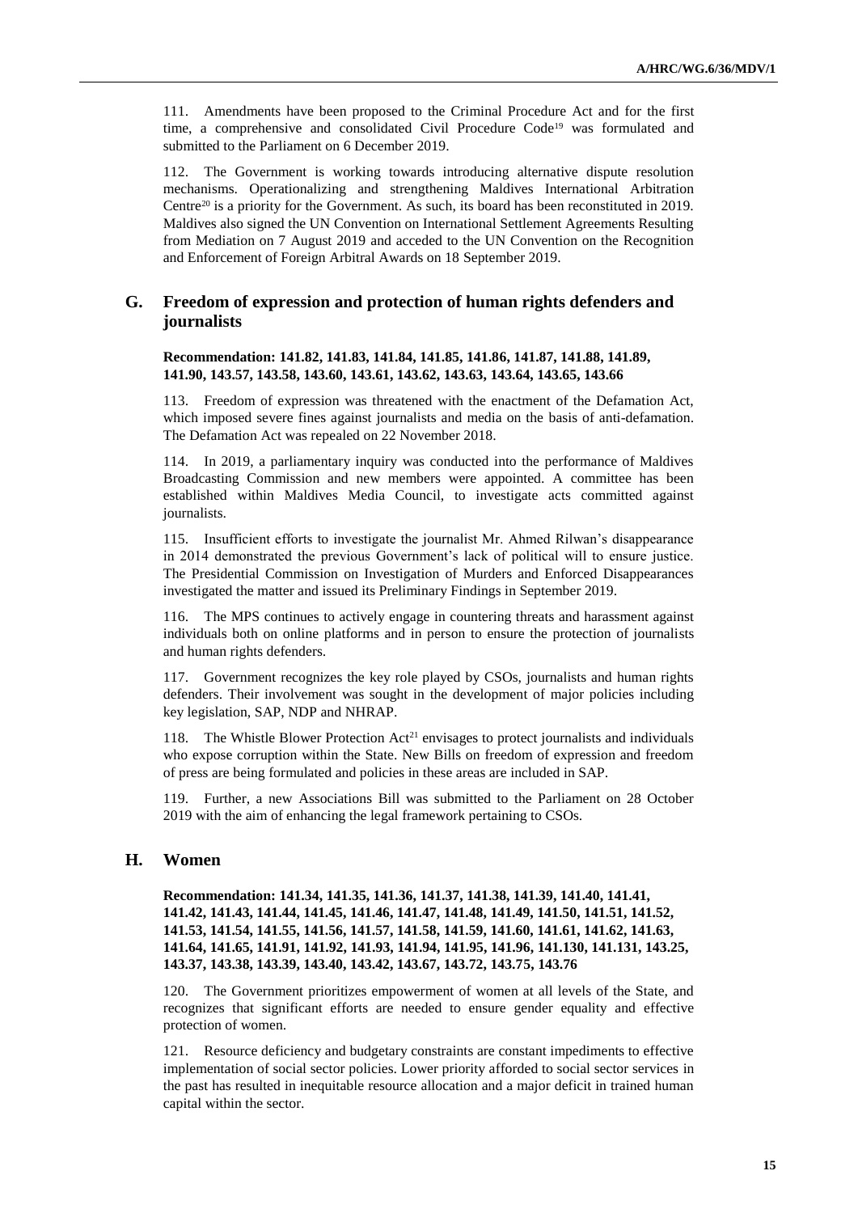111. Amendments have been proposed to the Criminal Procedure Act and for the first time, a comprehensive and consolidated Civil Procedure Code[19] was formulated and submitted to the Parliament on 6 December 2019.

112. The Government is working towards introducing alternative dispute resolution mechanisms. Operationalizing and strengthening Maldives International Arbitration Centre[20] is a priority for the Government. As such, its board has been reconstituted in 2019. Maldives also signed the UN Convention on International Settlement Agreements Resulting from Mediation on 7 August 2019 and acceded to the UN Convention on the Recognition and Enforcement of Foreign Arbitral Awards on 18 September 2019.

## G. Freedom of expression and protection of human rights defenders and journalists

**Recommendation: 141.82, 141.83, 141.84, 141.85, 141.86, 141.87, 141.88, 141.89, 141.90, 143.57, 143.58, 143.60, 143.61, 143.62, 143.63, 143.64, 143.65, 143.66**

113. Freedom of expression was threatened with the enactment of the Defamation Act, which imposed severe fines against journalists and media on the basis of anti-defamation. The Defamation Act was repealed on 22 November 2018.

114. In 2019, a parliamentary inquiry was conducted into the performance of Maldives Broadcasting Commission and new members were appointed. A committee has been established within Maldives Media Council, to investigate acts committed against journalists.

115. Insufficient efforts to investigate the journalist Mr. Ahmed Rilwan's disappearance in 2014 demonstrated the previous Government's lack of political will to ensure justice. The Presidential Commission on Investigation of Murders and Enforced Disappearances investigated the matter and issued its Preliminary Findings in September 2019.

116. The MPS continues to actively engage in countering threats and harassment against individuals both on online platforms and in person to ensure the protection of journalists and human rights defenders.

117. Government recognizes the key role played by CSOs, journalists and human rights defenders. Their involvement was sought in the development of major policies including key legislation, SAP, NDP and NHRAP.

118. The Whistle Blower Protection Act[21] envisages to protect journalists and individuals who expose corruption within the State. New Bills on freedom of expression and freedom of press are being formulated and policies in these areas are included in SAP.

119. Further, a new Associations Bill was submitted to the Parliament on 28 October 2019 with the aim of enhancing the legal framework pertaining to CSOs.

## H. Women

**Recommendation: 141.34, 141.35, 141.36, 141.37, 141.38, 141.39, 141.40, 141.41, 141.42, 141.43, 141.44, 141.45, 141.46, 141.47, 141.48, 141.49, 141.50, 141.51, 141.52, 141.53, 141.54, 141.55, 141.56, 141.57, 141.58, 141.59, 141.60, 141.61, 141.62, 141.63, 141.64, 141.65, 141.91, 141.92, 141.93, 141.94, 141.95, 141.96, 141.130, 141.131, 143.25, 143.37, 143.38, 143.39, 143.40, 143.42, 143.67, 143.72, 143.75, 143.76**

120. The Government prioritizes empowerment of women at all levels of the State, and recognizes that significant efforts are needed to ensure gender equality and effective protection of women.

121. Resource deficiency and budgetary constraints are constant impediments to effective implementation of social sector policies. Lower priority afforded to social sector services in the past has resulted in inequitable resource allocation and a major deficit in trained human capital within the sector.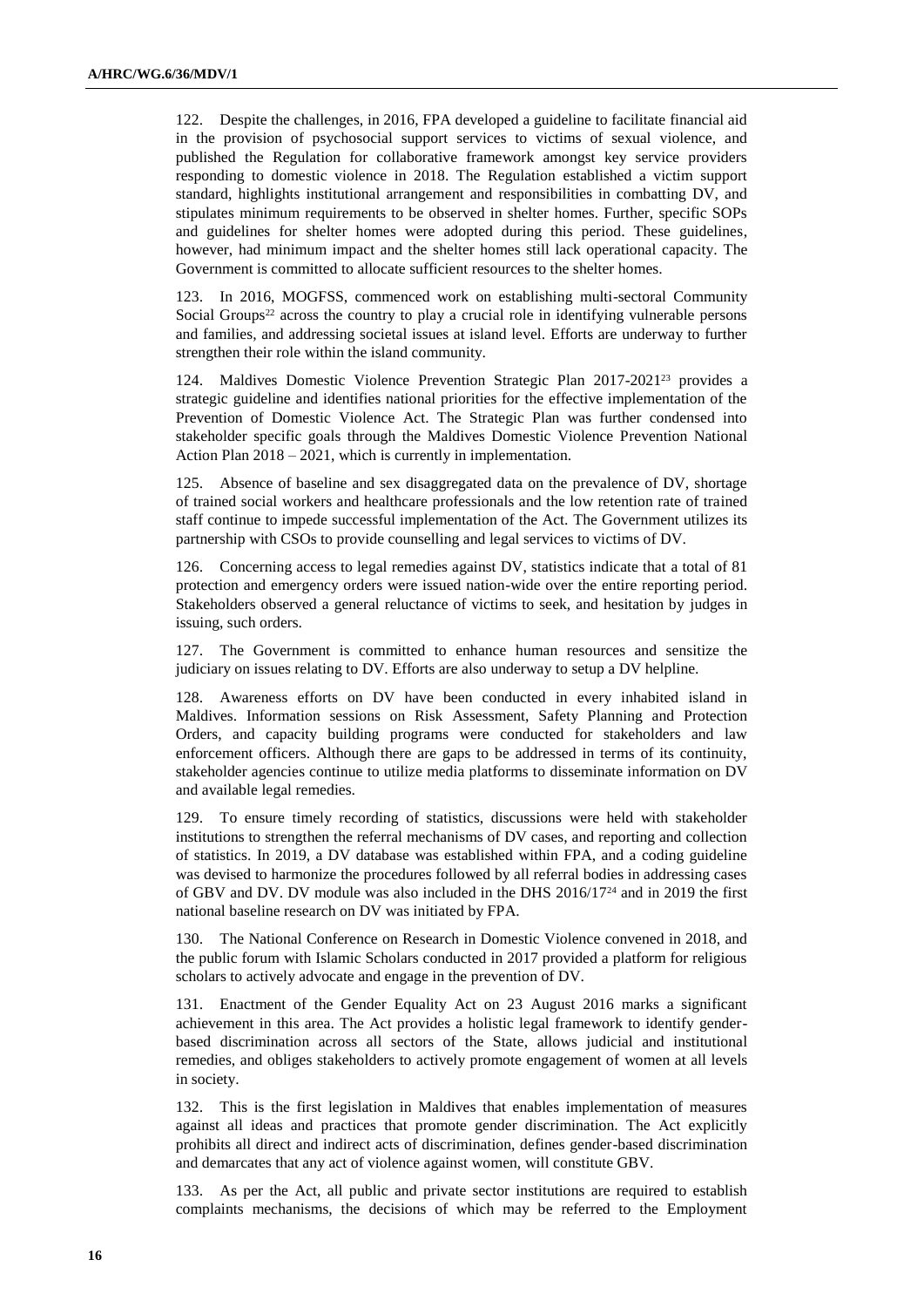122. Despite the challenges, in 2016, FPA developed a guideline to facilitate financial aid in the provision of psychosocial support services to victims of sexual violence, and published the Regulation for collaborative framework amongst key service providers responding to domestic violence in 2018. The Regulation established a victim support standard, highlights institutional arrangement and responsibilities in combatting DV, and stipulates minimum requirements to be observed in shelter homes. Further, specific SOPs and guidelines for shelter homes were adopted during this period. These guidelines, however, had minimum impact and the shelter homes still lack operational capacity. The Government is committed to allocate sufficient resources to the shelter homes.

123. In 2016, MOGFSS, commenced work on establishing multi-sectoral Community Social Groups[22] across the country to play a crucial role in identifying vulnerable persons and families, and addressing societal issues at island level. Efforts are underway to further strengthen their role within the island community.

124. Maldives Domestic Violence Prevention Strategic Plan 2017-2021[23] provides a strategic guideline and identifies national priorities for the effective implementation of the Prevention of Domestic Violence Act. The Strategic Plan was further condensed into stakeholder specific goals through the Maldives Domestic Violence Prevention National Action Plan 2018 – 2021, which is currently in implementation.

125. Absence of baseline and sex disaggregated data on the prevalence of DV, shortage of trained social workers and healthcare professionals and the low retention rate of trained staff continue to impede successful implementation of the Act. The Government utilizes its partnership with CSOs to provide counselling and legal services to victims of DV.

126. Concerning access to legal remedies against DV, statistics indicate that a total of 81 protection and emergency orders were issued nation-wide over the entire reporting period. Stakeholders observed a general reluctance of victims to seek, and hesitation by judges in issuing, such orders.

127. The Government is committed to enhance human resources and sensitize the judiciary on issues relating to DV. Efforts are also underway to setup a DV helpline.

128. Awareness efforts on DV have been conducted in every inhabited island in Maldives. Information sessions on Risk Assessment, Safety Planning and Protection Orders, and capacity building programs were conducted for stakeholders and law enforcement officers. Although there are gaps to be addressed in terms of its continuity, stakeholder agencies continue to utilize media platforms to disseminate information on DV and available legal remedies.

129. To ensure timely recording of statistics, discussions were held with stakeholder institutions to strengthen the referral mechanisms of DV cases, and reporting and collection of statistics. In 2019, a DV database was established within FPA, and a coding guideline was devised to harmonize the procedures followed by all referral bodies in addressing cases of GBV and DV. DV module was also included in the DHS 2016/17[24] and in 2019 the first national baseline research on DV was initiated by FPA.

130. The National Conference on Research in Domestic Violence convened in 2018, and the public forum with Islamic Scholars conducted in 2017 provided a platform for religious scholars to actively advocate and engage in the prevention of DV.

131. Enactment of the Gender Equality Act on 23 August 2016 marks a significant achievement in this area. The Act provides a holistic legal framework to identify gender-based discrimination across all sectors of the State, allows judicial and institutional remedies, and obliges stakeholders to actively promote engagement of women at all levels in society.

132. This is the first legislation in Maldives that enables implementation of measures against all ideas and practices that promote gender discrimination. The Act explicitly prohibits all direct and indirect acts of discrimination, defines gender-based discrimination and demarcates that any act of violence against women, will constitute GBV.

133. As per the Act, all public and private sector institutions are required to establish complaints mechanisms, the decisions of which may be referred to the Employment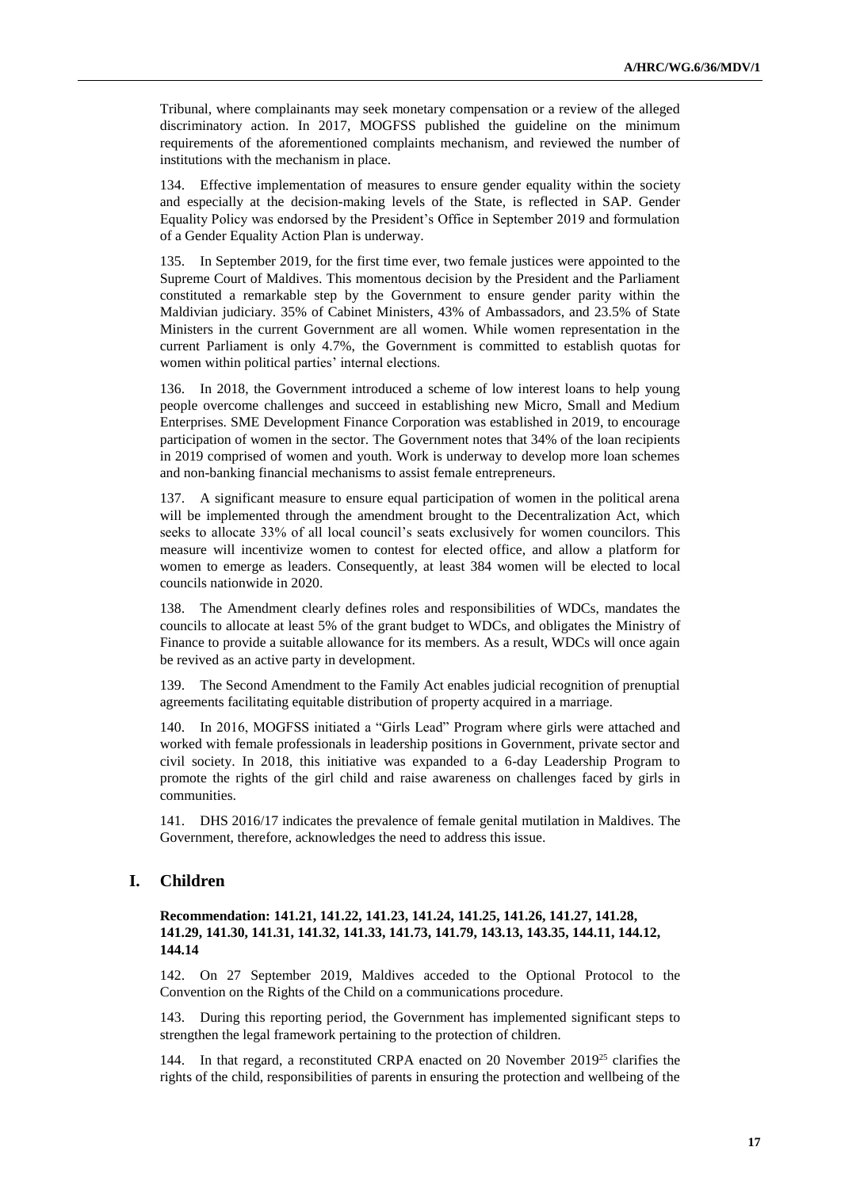Tribunal, where complainants may seek monetary compensation or a review of the alleged discriminatory action. In 2017, MOGFSS published the guideline on the minimum requirements of the aforementioned complaints mechanism, and reviewed the number of institutions with the mechanism in place.

134. Effective implementation of measures to ensure gender equality within the society and especially at the decision-making levels of the State, is reflected in SAP. Gender Equality Policy was endorsed by the President's Office in September 2019 and formulation of a Gender Equality Action Plan is underway.

135. In September 2019, for the first time ever, two female justices were appointed to the Supreme Court of Maldives. This momentous decision by the President and the Parliament constituted a remarkable step by the Government to ensure gender parity within the Maldivian judiciary. 35% of Cabinet Ministers, 43% of Ambassadors, and 23.5% of State Ministers in the current Government are all women. While women representation in the current Parliament is only 4.7%, the Government is committed to establish quotas for women within political parties' internal elections.

136. In 2018, the Government introduced a scheme of low interest loans to help young people overcome challenges and succeed in establishing new Micro, Small and Medium Enterprises. SME Development Finance Corporation was established in 2019, to encourage participation of women in the sector. The Government notes that 34% of the loan recipients in 2019 comprised of women and youth. Work is underway to develop more loan schemes and non-banking financial mechanisms to assist female entrepreneurs.

137. A significant measure to ensure equal participation of women in the political arena will be implemented through the amendment brought to the Decentralization Act, which seeks to allocate 33% of all local council's seats exclusively for women councilors. This measure will incentivize women to contest for elected office, and allow a platform for women to emerge as leaders. Consequently, at least 384 women will be elected to local councils nationwide in 2020.

138. The Amendment clearly defines roles and responsibilities of WDCs, mandates the councils to allocate at least 5% of the grant budget to WDCs, and obligates the Ministry of Finance to provide a suitable allowance for its members. As a result, WDCs will once again be revived as an active party in development.

139. The Second Amendment to the Family Act enables judicial recognition of prenuptial agreements facilitating equitable distribution of property acquired in a marriage.

140. In 2016, MOGFSS initiated a "Girls Lead" Program where girls were attached and worked with female professionals in leadership positions in Government, private sector and civil society. In 2018, this initiative was expanded to a 6-day Leadership Program to promote the rights of the girl child and raise awareness on challenges faced by girls in communities.

141. DHS 2016/17 indicates the prevalence of female genital mutilation in Maldives. The Government, therefore, acknowledges the need to address this issue.

## I. Children

**Recommendation: 141.21, 141.22, 141.23, 141.24, 141.25, 141.26, 141.27, 141.28, 141.29, 141.30, 141.31, 141.32, 141.33, 141.73, 141.79, 143.13, 143.35, 144.11, 144.12, 144.14**

142. On 27 September 2019, Maldives acceded to the Optional Protocol to the Convention on the Rights of the Child on a communications procedure.

143. During this reporting period, the Government has implemented significant steps to strengthen the legal framework pertaining to the protection of children.

144. In that regard, a reconstituted CRPA enacted on 20 November 2019[25] clarifies the rights of the child, responsibilities of parents in ensuring the protection and wellbeing of the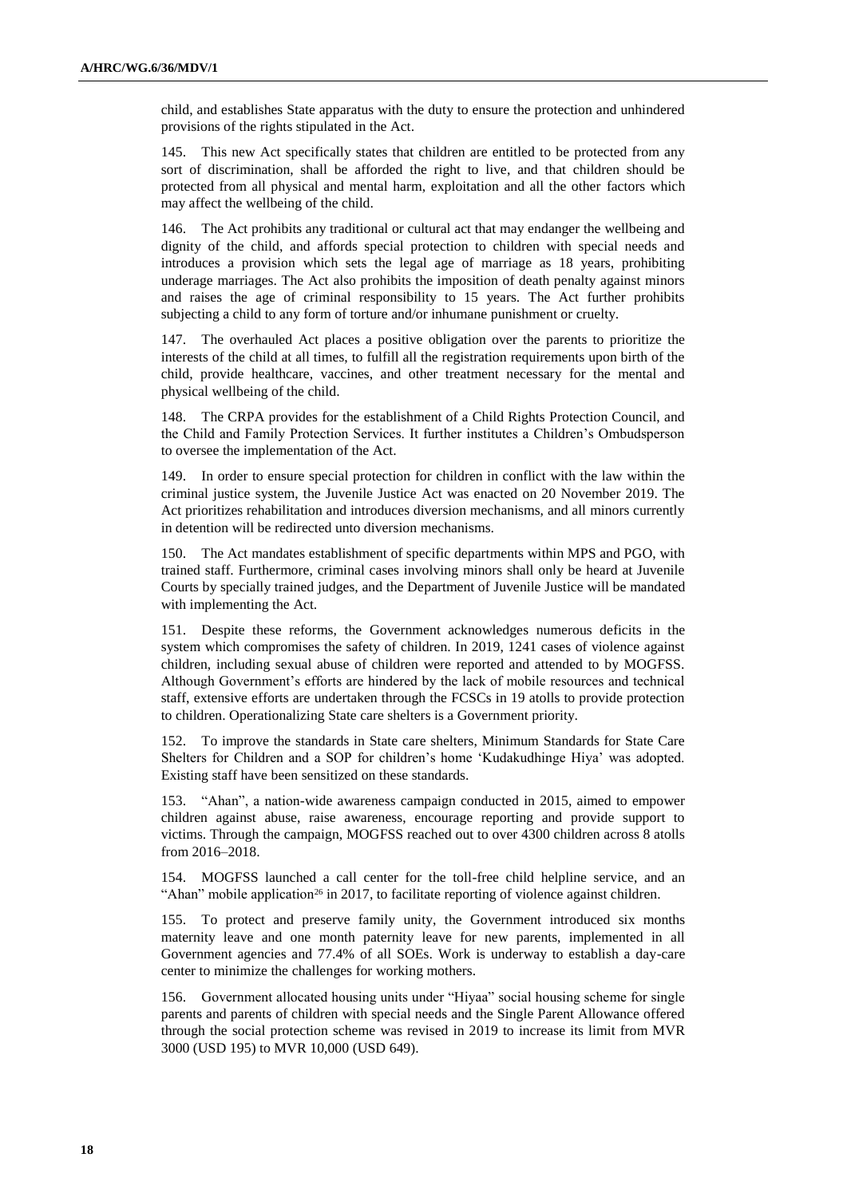child, and establishes State apparatus with the duty to ensure the protection and unhindered provisions of the rights stipulated in the Act.

145. This new Act specifically states that children are entitled to be protected from any sort of discrimination, shall be afforded the right to live, and that children should be protected from all physical and mental harm, exploitation and all the other factors which may affect the wellbeing of the child.

146. The Act prohibits any traditional or cultural act that may endanger the wellbeing and dignity of the child, and affords special protection to children with special needs and introduces a provision which sets the legal age of marriage as 18 years, prohibiting underage marriages. The Act also prohibits the imposition of death penalty against minors and raises the age of criminal responsibility to 15 years. The Act further prohibits subjecting a child to any form of torture and/or inhumane punishment or cruelty.

147. The overhauled Act places a positive obligation over the parents to prioritize the interests of the child at all times, to fulfill all the registration requirements upon birth of the child, provide healthcare, vaccines, and other treatment necessary for the mental and physical wellbeing of the child.

148. The CRPA provides for the establishment of a Child Rights Protection Council, and the Child and Family Protection Services. It further institutes a Children's Ombudsperson to oversee the implementation of the Act.

149. In order to ensure special protection for children in conflict with the law within the criminal justice system, the Juvenile Justice Act was enacted on 20 November 2019. The Act prioritizes rehabilitation and introduces diversion mechanisms, and all minors currently in detention will be redirected unto diversion mechanisms.

150. The Act mandates establishment of specific departments within MPS and PGO, with trained staff. Furthermore, criminal cases involving minors shall only be heard at Juvenile Courts by specially trained judges, and the Department of Juvenile Justice will be mandated with implementing the Act.

151. Despite these reforms, the Government acknowledges numerous deficits in the system which compromises the safety of children. In 2019, 1241 cases of violence against children, including sexual abuse of children were reported and attended to by MOGFSS. Although Government's efforts are hindered by the lack of mobile resources and technical staff, extensive efforts are undertaken through the FCSCs in 19 atolls to provide protection to children. Operationalizing State care shelters is a Government priority.

152. To improve the standards in State care shelters, Minimum Standards for State Care Shelters for Children and a SOP for children's home 'Kudakudhinge Hiya' was adopted. Existing staff have been sensitized on these standards.

153. "Ahan", a nation-wide awareness campaign conducted in 2015, aimed to empower children against abuse, raise awareness, encourage reporting and provide support to victims. Through the campaign, MOGFSS reached out to over 4300 children across 8 atolls from 2016–2018.

154. MOGFSS launched a call center for the toll-free child helpline service, and an "Ahan" mobile application[26] in 2017, to facilitate reporting of violence against children.

155. To protect and preserve family unity, the Government introduced six months maternity leave and one month paternity leave for new parents, implemented in all Government agencies and 77.4% of all SOEs. Work is underway to establish a day-care center to minimize the challenges for working mothers.

156. Government allocated housing units under "Hiyaa" social housing scheme for single parents and parents of children with special needs and the Single Parent Allowance offered through the social protection scheme was revised in 2019 to increase its limit from MVR 3000 (USD 195) to MVR 10,000 (USD 649).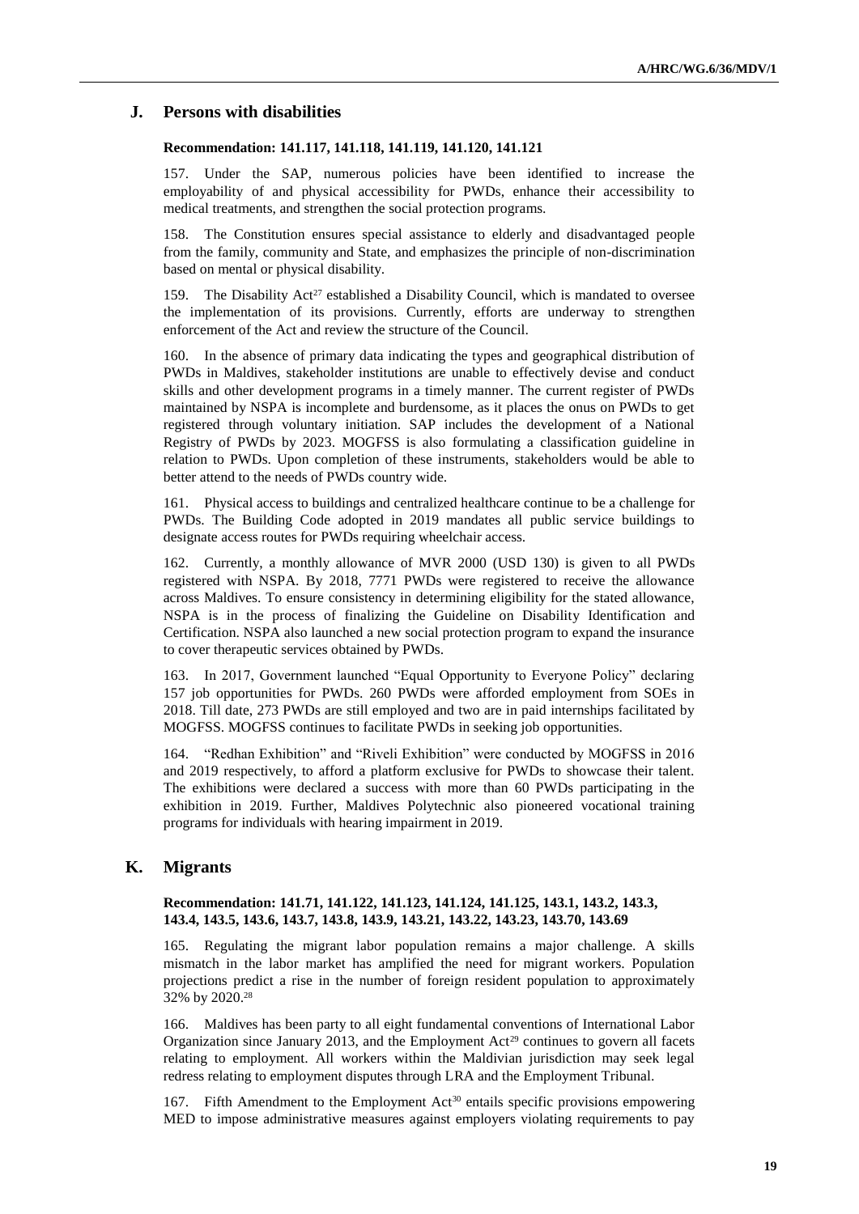## J. Persons with disabilities

**Recommendation: 141.117, 141.118, 141.119, 141.120, 141.121**

157. Under the SAP, numerous policies have been identified to increase the employability of and physical accessibility for PWDs, enhance their accessibility to medical treatments, and strengthen the social protection programs.

158. The Constitution ensures special assistance to elderly and disadvantaged people from the family, community and State, and emphasizes the principle of non-discrimination based on mental or physical disability.

159. The Disability Act[27] established a Disability Council, which is mandated to oversee the implementation of its provisions. Currently, efforts are underway to strengthen enforcement of the Act and review the structure of the Council.

160. In the absence of primary data indicating the types and geographical distribution of PWDs in Maldives, stakeholder institutions are unable to effectively devise and conduct skills and other development programs in a timely manner. The current register of PWDs maintained by NSPA is incomplete and burdensome, as it places the onus on PWDs to get registered through voluntary initiation. SAP includes the development of a National Registry of PWDs by 2023. MOGFSS is also formulating a classification guideline in relation to PWDs. Upon completion of these instruments, stakeholders would be able to better attend to the needs of PWDs country wide.

161. Physical access to buildings and centralized healthcare continue to be a challenge for PWDs. The Building Code adopted in 2019 mandates all public service buildings to designate access routes for PWDs requiring wheelchair access.

162. Currently, a monthly allowance of MVR 2000 (USD 130) is given to all PWDs registered with NSPA. By 2018, 7771 PWDs were registered to receive the allowance across Maldives. To ensure consistency in determining eligibility for the stated allowance, NSPA is in the process of finalizing the Guideline on Disability Identification and Certification. NSPA also launched a new social protection program to expand the insurance to cover therapeutic services obtained by PWDs.

163. In 2017, Government launched "Equal Opportunity to Everyone Policy" declaring 157 job opportunities for PWDs. 260 PWDs were afforded employment from SOEs in 2018. Till date, 273 PWDs are still employed and two are in paid internships facilitated by MOGFSS. MOGFSS continues to facilitate PWDs in seeking job opportunities.

164. "Redhan Exhibition" and "Riveli Exhibition" were conducted by MOGFSS in 2016 and 2019 respectively, to afford a platform exclusive for PWDs to showcase their talent. The exhibitions were declared a success with more than 60 PWDs participating in the exhibition in 2019. Further, Maldives Polytechnic also pioneered vocational training programs for individuals with hearing impairment in 2019.

## K. Migrants

**Recommendation: 141.71, 141.122, 141.123, 141.124, 141.125, 143.1, 143.2, 143.3, 143.4, 143.5, 143.6, 143.7, 143.8, 143.9, 143.21, 143.22, 143.23, 143.70, 143.69**

165. Regulating the migrant labor population remains a major challenge. A skills mismatch in the labor market has amplified the need for migrant workers. Population projections predict a rise in the number of foreign resident population to approximately 32% by 2020.[28]

166. Maldives has been party to all eight fundamental conventions of International Labor Organization since January 2013, and the Employment Act[29] continues to govern all facets relating to employment. All workers within the Maldivian jurisdiction may seek legal redress relating to employment disputes through LRA and the Employment Tribunal.

167. Fifth Amendment to the Employment Act[30] entails specific provisions empowering MED to impose administrative measures against employers violating requirements to pay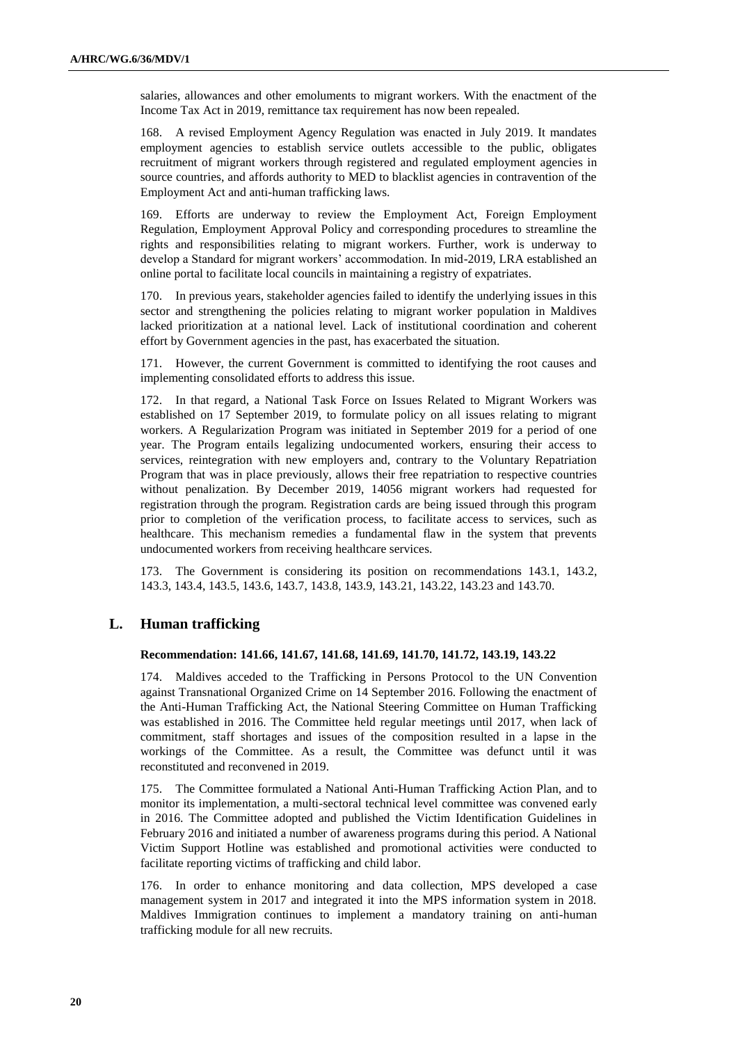salaries, allowances and other emoluments to migrant workers. With the enactment of the Income Tax Act in 2019, remittance tax requirement has now been repealed.

168. A revised Employment Agency Regulation was enacted in July 2019. It mandates employment agencies to establish service outlets accessible to the public, obligates recruitment of migrant workers through registered and regulated employment agencies in source countries, and affords authority to MED to blacklist agencies in contravention of the Employment Act and anti-human trafficking laws.

169. Efforts are underway to review the Employment Act, Foreign Employment Regulation, Employment Approval Policy and corresponding procedures to streamline the rights and responsibilities relating to migrant workers. Further, work is underway to develop a Standard for migrant workers' accommodation. In mid-2019, LRA established an online portal to facilitate local councils in maintaining a registry of expatriates.

170. In previous years, stakeholder agencies failed to identify the underlying issues in this sector and strengthening the policies relating to migrant worker population in Maldives lacked prioritization at a national level. Lack of institutional coordination and coherent effort by Government agencies in the past, has exacerbated the situation.

171. However, the current Government is committed to identifying the root causes and implementing consolidated efforts to address this issue.

172. In that regard, a National Task Force on Issues Related to Migrant Workers was established on 17 September 2019, to formulate policy on all issues relating to migrant workers. A Regularization Program was initiated in September 2019 for a period of one year. The Program entails legalizing undocumented workers, ensuring their access to services, reintegration with new employers and, contrary to the Voluntary Repatriation Program that was in place previously, allows their free repatriation to respective countries without penalization. By December 2019, 14056 migrant workers had requested for registration through the program. Registration cards are being issued through this program prior to completion of the verification process, to facilitate access to services, such as healthcare. This mechanism remedies a fundamental flaw in the system that prevents undocumented workers from receiving healthcare services.

173. The Government is considering its position on recommendations 143.1, 143.2, 143.3, 143.4, 143.5, 143.6, 143.7, 143.8, 143.9, 143.21, 143.22, 143.23 and 143.70.

## L. Human trafficking

**Recommendation: 141.66, 141.67, 141.68, 141.69, 141.70, 141.72, 143.19, 143.22**

174. Maldives acceded to the Trafficking in Persons Protocol to the UN Convention against Transnational Organized Crime on 14 September 2016. Following the enactment of the Anti-Human Trafficking Act, the National Steering Committee on Human Trafficking was established in 2016. The Committee held regular meetings until 2017, when lack of commitment, staff shortages and issues of the composition resulted in a lapse in the workings of the Committee. As a result, the Committee was defunct until it was reconstituted and reconvened in 2019.

175. The Committee formulated a National Anti-Human Trafficking Action Plan, and to monitor its implementation, a multi-sectoral technical level committee was convened early in 2016. The Committee adopted and published the Victim Identification Guidelines in February 2016 and initiated a number of awareness programs during this period. A National Victim Support Hotline was established and promotional activities were conducted to facilitate reporting victims of trafficking and child labor.

176. In order to enhance monitoring and data collection, MPS developed a case management system in 2017 and integrated it into the MPS information system in 2018. Maldives Immigration continues to implement a mandatory training on anti-human trafficking module for all new recruits.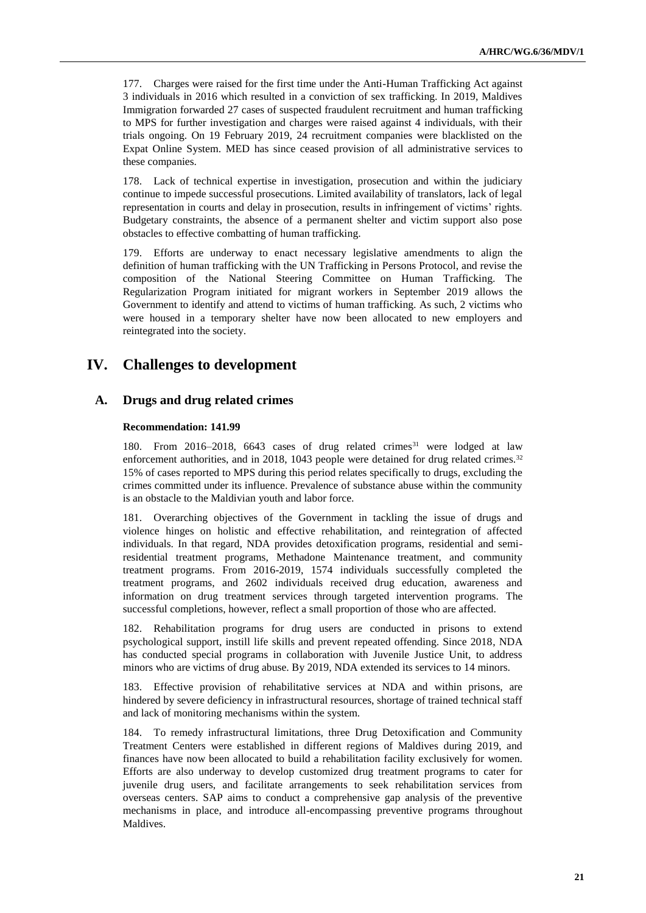177. Charges were raised for the first time under the Anti-Human Trafficking Act against 3 individuals in 2016 which resulted in a conviction of sex trafficking. In 2019, Maldives Immigration forwarded 27 cases of suspected fraudulent recruitment and human trafficking to MPS for further investigation and charges were raised against 4 individuals, with their trials ongoing. On 19 February 2019, 24 recruitment companies were blacklisted on the Expat Online System. MED has since ceased provision of all administrative services to these companies.

178. Lack of technical expertise in investigation, prosecution and within the judiciary continue to impede successful prosecutions. Limited availability of translators, lack of legal representation in courts and delay in prosecution, results in infringement of victims' rights. Budgetary constraints, the absence of a permanent shelter and victim support also pose obstacles to effective combatting of human trafficking.

179. Efforts are underway to enact necessary legislative amendments to align the definition of human trafficking with the UN Trafficking in Persons Protocol, and revise the composition of the National Steering Committee on Human Trafficking. The Regularization Program initiated for migrant workers in September 2019 allows the Government to identify and attend to victims of human trafficking. As such, 2 victims who were housed in a temporary shelter have now been allocated to new employers and reintegrated into the society.

# IV. Challenges to development

## A. Drugs and drug related crimes

**Recommendation: 141.99**

180. From 2016–2018, 6643 cases of drug related crimes[31] were lodged at law enforcement authorities, and in 2018, 1043 people were detained for drug related crimes.[32] 15% of cases reported to MPS during this period relates specifically to drugs, excluding the crimes committed under its influence. Prevalence of substance abuse within the community is an obstacle to the Maldivian youth and labor force.

181. Overarching objectives of the Government in tackling the issue of drugs and violence hinges on holistic and effective rehabilitation, and reintegration of affected individuals. In that regard, NDA provides detoxification programs, residential and semi-residential treatment programs, Methadone Maintenance treatment, and community treatment programs. From 2016-2019, 1574 individuals successfully completed the treatment programs, and 2602 individuals received drug education, awareness and information on drug treatment services through targeted intervention programs. The successful completions, however, reflect a small proportion of those who are affected.

182. Rehabilitation programs for drug users are conducted in prisons to extend psychological support, instill life skills and prevent repeated offending. Since 2018, NDA has conducted special programs in collaboration with Juvenile Justice Unit, to address minors who are victims of drug abuse. By 2019, NDA extended its services to 14 minors.

183. Effective provision of rehabilitative services at NDA and within prisons, are hindered by severe deficiency in infrastructural resources, shortage of trained technical staff and lack of monitoring mechanisms within the system.

184. To remedy infrastructural limitations, three Drug Detoxification and Community Treatment Centers were established in different regions of Maldives during 2019, and finances have now been allocated to build a rehabilitation facility exclusively for women. Efforts are also underway to develop customized drug treatment programs to cater for juvenile drug users, and facilitate arrangements to seek rehabilitation services from overseas centers. SAP aims to conduct a comprehensive gap analysis of the preventive mechanisms in place, and introduce all-encompassing preventive programs throughout Maldives.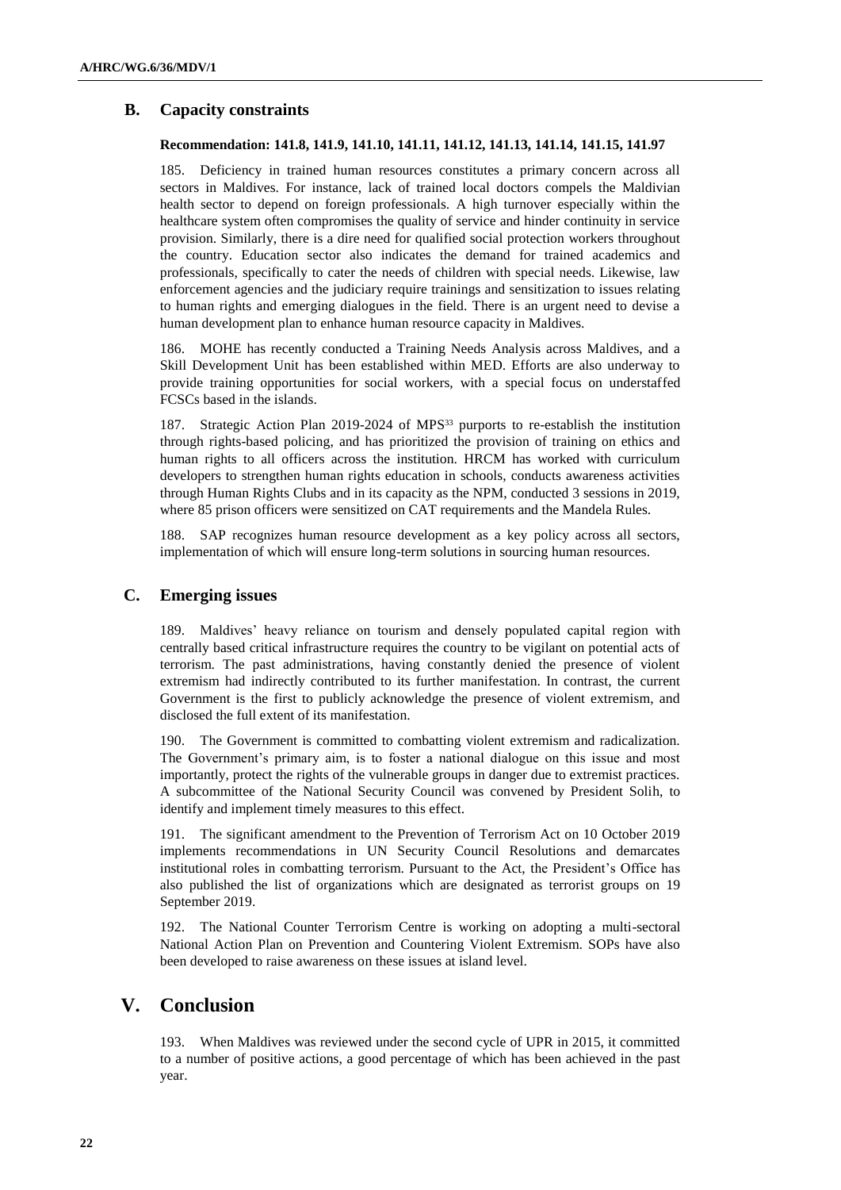## B. Capacity constraints

**Recommendation: 141.8, 141.9, 141.10, 141.11, 141.12, 141.13, 141.14, 141.15, 141.97**

185. Deficiency in trained human resources constitutes a primary concern across all sectors in Maldives. For instance, lack of trained local doctors compels the Maldivian health sector to depend on foreign professionals. A high turnover especially within the healthcare system often compromises the quality of service and hinder continuity in service provision. Similarly, there is a dire need for qualified social protection workers throughout the country. Education sector also indicates the demand for trained academics and professionals, specifically to cater the needs of children with special needs. Likewise, law enforcement agencies and the judiciary require trainings and sensitization to issues relating to human rights and emerging dialogues in the field. There is an urgent need to devise a human development plan to enhance human resource capacity in Maldives.

186. MOHE has recently conducted a Training Needs Analysis across Maldives, and a Skill Development Unit has been established within MED. Efforts are also underway to provide training opportunities for social workers, with a special focus on understaffed FCSCs based in the islands.

187. Strategic Action Plan 2019-2024 of MPS[33] purports to re-establish the institution through rights-based policing, and has prioritized the provision of training on ethics and human rights to all officers across the institution. HRCM has worked with curriculum developers to strengthen human rights education in schools, conducts awareness activities through Human Rights Clubs and in its capacity as the NPM, conducted 3 sessions in 2019, where 85 prison officers were sensitized on CAT requirements and the Mandela Rules.

188. SAP recognizes human resource development as a key policy across all sectors, implementation of which will ensure long-term solutions in sourcing human resources.

## C. Emerging issues

189. Maldives' heavy reliance on tourism and densely populated capital region with centrally based critical infrastructure requires the country to be vigilant on potential acts of terrorism. The past administrations, having constantly denied the presence of violent extremism had indirectly contributed to its further manifestation. In contrast, the current Government is the first to publicly acknowledge the presence of violent extremism, and disclosed the full extent of its manifestation.

190. The Government is committed to combatting violent extremism and radicalization. The Government's primary aim, is to foster a national dialogue on this issue and most importantly, protect the rights of the vulnerable groups in danger due to extremist practices. A subcommittee of the National Security Council was convened by President Solih, to identify and implement timely measures to this effect.

191. The significant amendment to the Prevention of Terrorism Act on 10 October 2019 implements recommendations in UN Security Council Resolutions and demarcates institutional roles in combatting terrorism. Pursuant to the Act, the President's Office has also published the list of organizations which are designated as terrorist groups on 19 September 2019.

192. The National Counter Terrorism Centre is working on adopting a multi-sectoral National Action Plan on Prevention and Countering Violent Extremism. SOPs have also been developed to raise awareness on these issues at island level.

# V. Conclusion

193. When Maldives was reviewed under the second cycle of UPR in 2015, it committed to a number of positive actions, a good percentage of which has been achieved in the past year.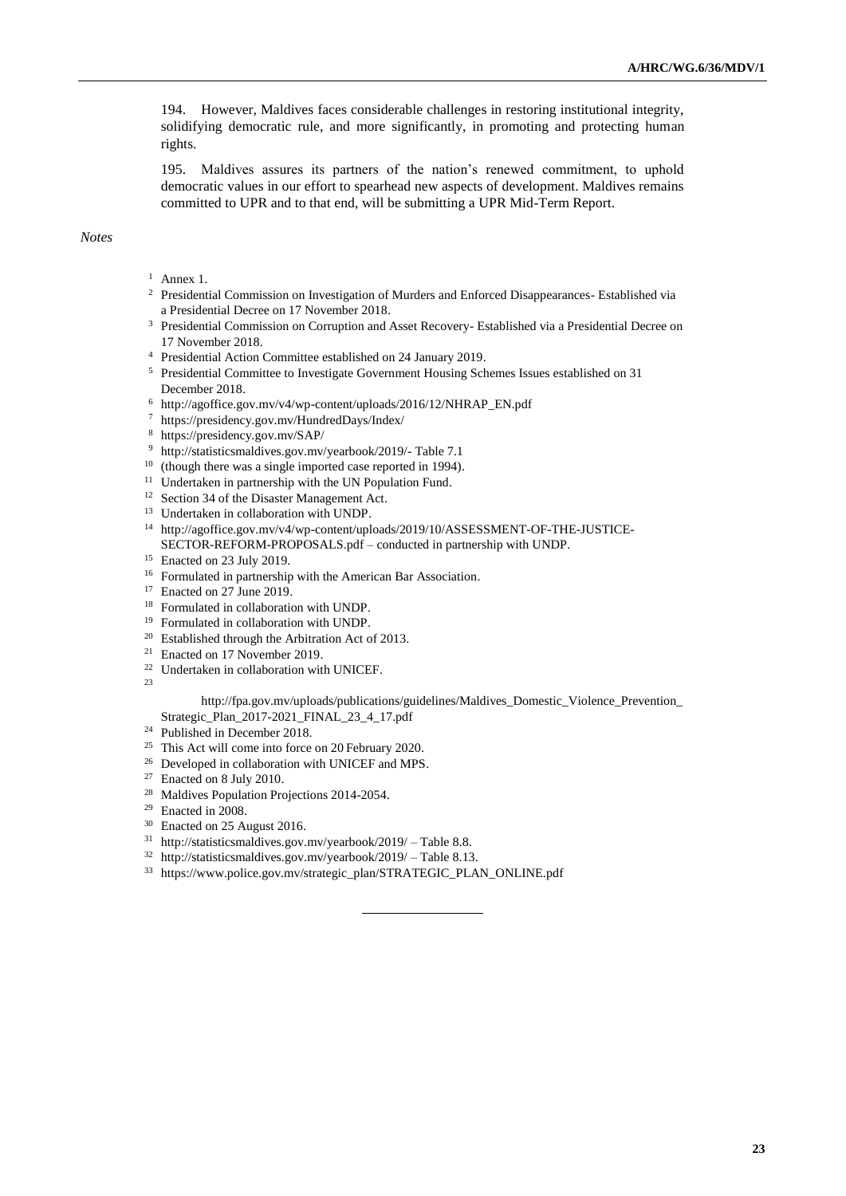194. However, Maldives faces considerable challenges in restoring institutional integrity, solidifying democratic rule, and more significantly, in promoting and protecting human rights.

195. Maldives assures its partners of the nation's renewed commitment, to uphold democratic values in our effort to spearhead new aspects of development. Maldives remains committed to UPR and to that end, will be submitting a UPR Mid-Term Report.

*Notes*

[1] Annex 1.

[2] Presidential Commission on Investigation of Murders and Enforced Disappearances- Established via a Presidential Decree on 17 November 2018.

[3] Presidential Commission on Corruption and Asset Recovery- Established via a Presidential Decree on 17 November 2018.

[4] Presidential Action Committee established on 24 January 2019.

[5] Presidential Committee to Investigate Government Housing Schemes Issues established on 31 December 2018.

[6] http://agoffice.gov.mv/v4/wp-content/uploads/2016/12/NHRAP_EN.pdf

[7] https://presidency.gov.mv/HundredDays/Index/

[8] https://presidency.gov.mv/SAP/

[9] http://statisticsmaldives.gov.mv/yearbook/2019/- Table 7.1

[10] (though there was a single imported case reported in 1994).

[11] Undertaken in partnership with the UN Population Fund.

[12] Section 34 of the Disaster Management Act.

[13] Undertaken in collaboration with UNDP.

[14] http://agoffice.gov.mv/v4/wp-content/uploads/2019/10/ASSESSMENT-OF-THE-JUSTICE-SECTOR-REFORM-PROPOSALS.pdf – conducted in partnership with UNDP.

[15] Enacted on 23 July 2019.

[16] Formulated in partnership with the American Bar Association.

[17] Enacted on 27 June 2019.

[18] Formulated in collaboration with UNDP.

[19] Formulated in collaboration with UNDP.

[20] Established through the Arbitration Act of 2013.

[21] Enacted on 17 November 2019.

[22] Undertaken in collaboration with UNICEF.

[23] http://fpa.gov.mv/uploads/publications/guidelines/Maldives_Domestic_Violence_Prevention_Strategic_Plan_2017-2021_FINAL_23_4_17.pdf

[24] Published in December 2018.

[25] This Act will come into force on 20 February 2020.

[26] Developed in collaboration with UNICEF and MPS.

[27] Enacted on 8 July 2010.

[28] Maldives Population Projections 2014-2054.

[29] Enacted in 2008.

[30] Enacted on 25 August 2016.

[31] http://statisticsmaldives.gov.mv/yearbook/2019/ – Table 8.8.

[32] http://statisticsmaldives.gov.mv/yearbook/2019/ – Table 8.13.

[33] https://www.police.gov.mv/strategic_plan/STRATEGIC_PLAN_ONLINE.pdf